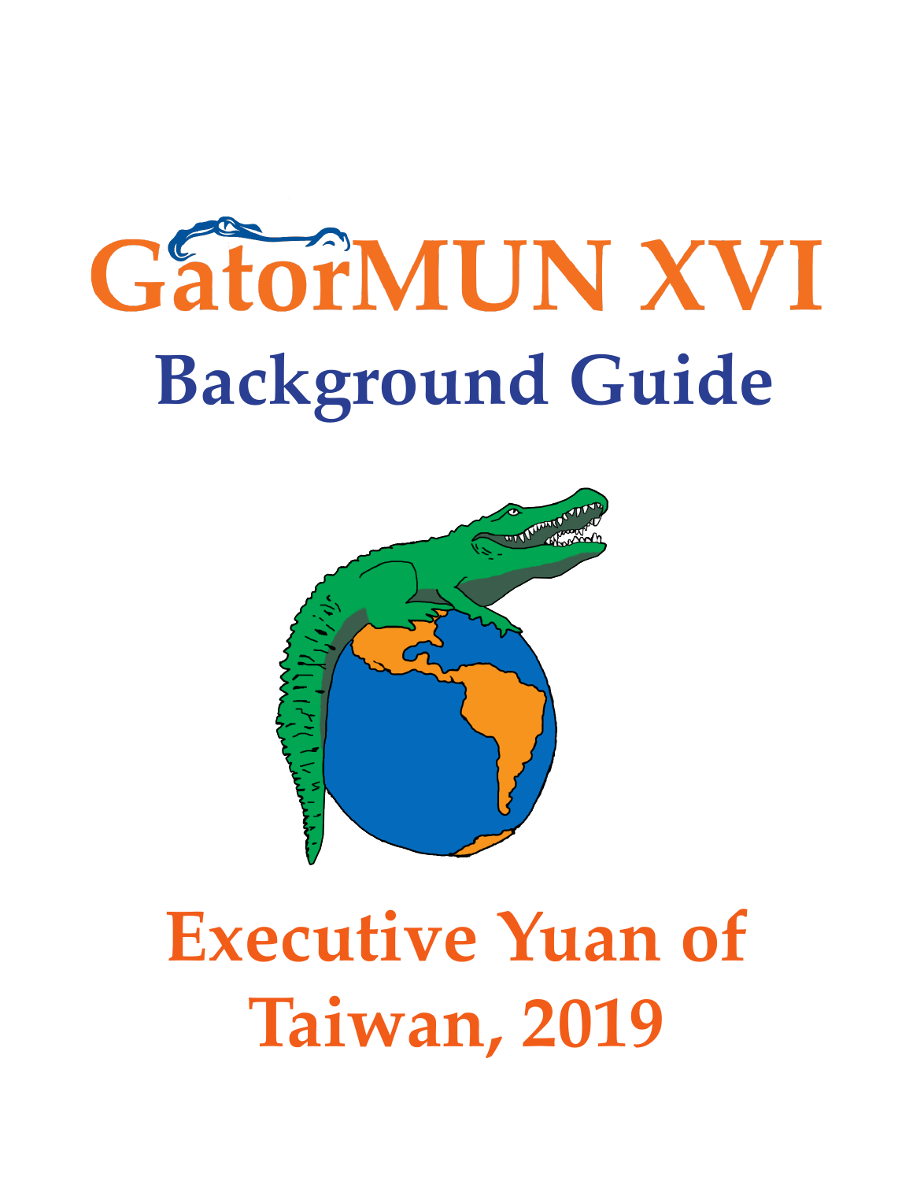# GatorMUN XVI

## Background Guide

# Executive Yuan of Taiwan, 2019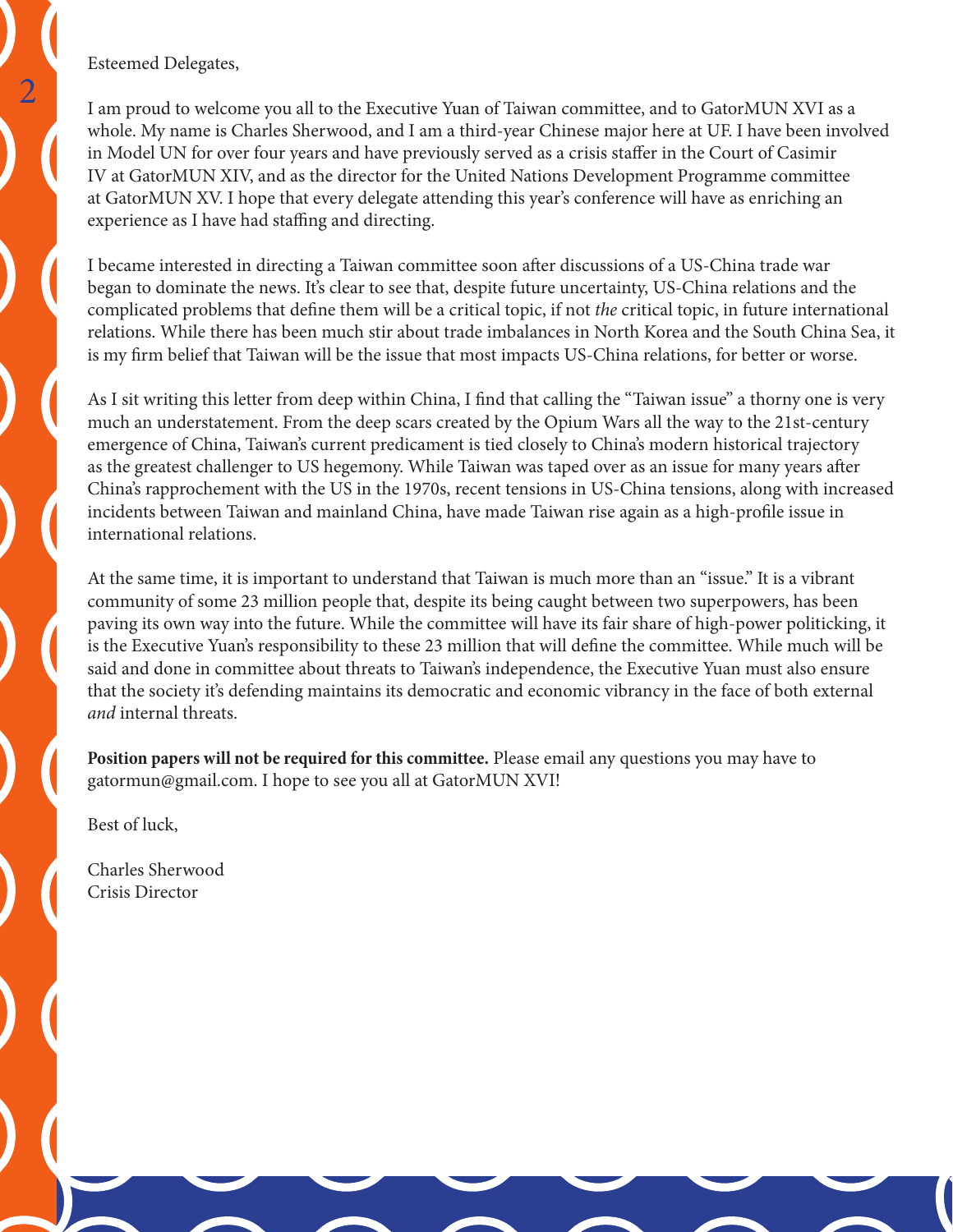Esteemed Delegates,

I am proud to welcome you all to the Executive Yuan of Taiwan committee, and to GatorMUN XVI as a whole. My name is Charles Sherwood, and I am a third-year Chinese major here at UF. I have been involved in Model UN for over four years and have previously served as a crisis staffer in the Court of Casimir IV at GatorMUN XIV, and as the director for the United Nations Development Programme committee at GatorMUN XV. I hope that every delegate attending this year's conference will have as enriching an experience as I have had staffing and directing.

I became interested in directing a Taiwan committee soon after discussions of a US-China trade war began to dominate the news. It's clear to see that, despite future uncertainty, US-China relations and the complicated problems that define them will be a critical topic, if not *the* critical topic, in future international relations. While there has been much stir about trade imbalances in North Korea and the South China Sea, it is my firm belief that Taiwan will be the issue that most impacts US-China relations, for better or worse.

As I sit writing this letter from deep within China, I find that calling the "Taiwan issue" a thorny one is very much an understatement. From the deep scars created by the Opium Wars all the way to the 21st-century emergence of China, Taiwan's current predicament is tied closely to China's modern historical trajectory as the greatest challenger to US hegemony. While Taiwan was taped over as an issue for many years after China's rapprochement with the US in the 1970s, recent tensions in US-China tensions, along with increased incidents between Taiwan and mainland China, have made Taiwan rise again as a high-profile issue in international relations.

At the same time, it is important to understand that Taiwan is much more than an "issue." It is a vibrant community of some 23 million people that, despite its being caught between two superpowers, has been paving its own way into the future. While the committee will have its fair share of high-power politicking, it is the Executive Yuan's responsibility to these 23 million that will define the committee. While much will be said and done in committee about threats to Taiwan's independence, the Executive Yuan must also ensure that the society it's defending maintains its democratic and economic vibrancy in the face of both external *and* internal threats.

**Position papers will not be required for this committee.** Please email any questions you may have to gatormun@gmail.com. I hope to see you all at GatorMUN XVI!

Best of luck,

Charles Sherwood
Crisis Director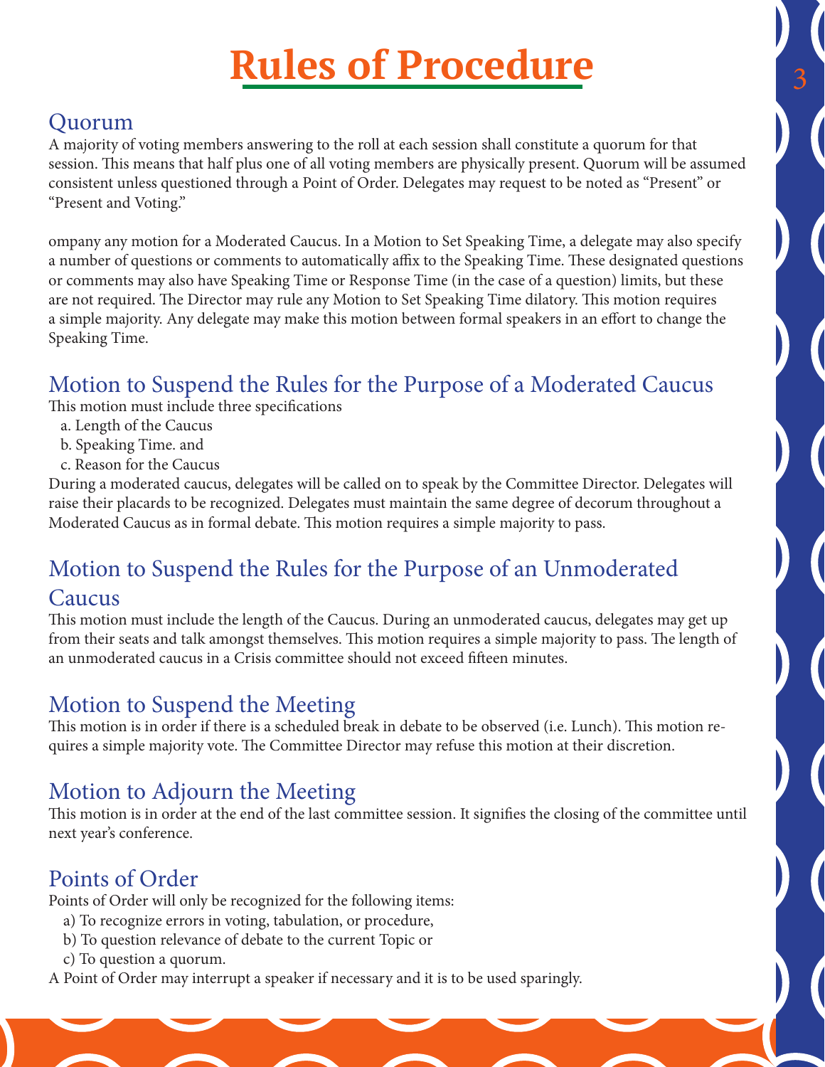# Rules of Procedure

## Quorum

A majority of voting members answering to the roll at each session shall constitute a quorum for that session. This means that half plus one of all voting members are physically present. Quorum will be assumed consistent unless questioned through a Point of Order. Delegates may request to be noted as "Present" or "Present and Voting."

ompany any motion for a Moderated Caucus. In a Motion to Set Speaking Time, a delegate may also specify a number of questions or comments to automatically affix to the Speaking Time. These designated questions or comments may also have Speaking Time or Response Time (in the case of a question) limits, but these are not required. The Director may rule any Motion to Set Speaking Time dilatory. This motion requires a simple majority. Any delegate may make this motion between formal speakers in an effort to change the Speaking Time.

## Motion to Suspend the Rules for the Purpose of a Moderated Caucus

This motion must include three specifications

a. Length of the Caucus
b. Speaking Time. and
c. Reason for the Caucus

During a moderated caucus, delegates will be called on to speak by the Committee Director. Delegates will raise their placards to be recognized. Delegates must maintain the same degree of decorum throughout a Moderated Caucus as in formal debate. This motion requires a simple majority to pass.

## Motion to Suspend the Rules for the Purpose of an Unmoderated Caucus

This motion must include the length of the Caucus. During an unmoderated caucus, delegates may get up from their seats and talk amongst themselves. This motion requires a simple majority to pass. The length of an unmoderated caucus in a Crisis committee should not exceed fifteen minutes.

## Motion to Suspend the Meeting

This motion is in order if there is a scheduled break in debate to be observed (i.e. Lunch). This motion requires a simple majority vote. The Committee Director may refuse this motion at their discretion.

## Motion to Adjourn the Meeting

This motion is in order at the end of the last committee session. It signifies the closing of the committee until next year's conference.

## Points of Order

Points of Order will only be recognized for the following items:

a) To recognize errors in voting, tabulation, or procedure,
b) To question relevance of debate to the current Topic or
c) To question a quorum.

A Point of Order may interrupt a speaker if necessary and it is to be used sparingly.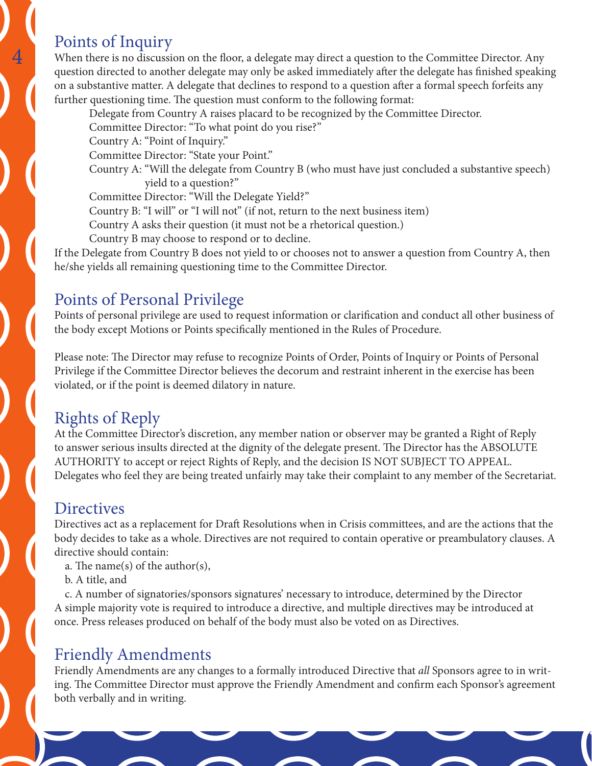## Points of Inquiry

When there is no discussion on the floor, a delegate may direct a question to the Committee Director. Any question directed to another delegate may only be asked immediately after the delegate has finished speaking on a substantive matter. A delegate that declines to respond to a question after a formal speech forfeits any further questioning time. The question must conform to the following format:

> Delegate from Country A raises placard to be recognized by the Committee Director.
> Committee Director: "To what point do you rise?"
> Country A: "Point of Inquiry."
> Committee Director: "State your Point."
> Country A: "Will the delegate from Country B (who must have just concluded a substantive speech) yield to a question?"
> Committee Director: "Will the Delegate Yield?"
> Country B: "I will" or "I will not" (if not, return to the next business item)
> Country A asks their question (it must not be a rhetorical question.)
> Country B may choose to respond or to decline.

If the Delegate from Country B does not yield to or chooses not to answer a question from Country A, then he/she yields all remaining questioning time to the Committee Director.

## Points of Personal Privilege

Points of personal privilege are used to request information or clarification and conduct all other business of the body except Motions or Points specifically mentioned in the Rules of Procedure.

Please note: The Director may refuse to recognize Points of Order, Points of Inquiry or Points of Personal Privilege if the Committee Director believes the decorum and restraint inherent in the exercise has been violated, or if the point is deemed dilatory in nature.

## Rights of Reply

At the Committee Director's discretion, any member nation or observer may be granted a Right of Reply to answer serious insults directed at the dignity of the delegate present. The Director has the ABSOLUTE AUTHORITY to accept or reject Rights of Reply, and the decision IS NOT SUBJECT TO APPEAL. Delegates who feel they are being treated unfairly may take their complaint to any member of the Secretariat.

## Directives

Directives act as a replacement for Draft Resolutions when in Crisis committees, and are the actions that the body decides to take as a whole. Directives are not required to contain operative or preambulatory clauses. A directive should contain:

a. The name(s) of the author(s),
b. A title, and
c. A number of signatories/sponsors signatures' necessary to introduce, determined by the Director

A simple majority vote is required to introduce a directive, and multiple directives may be introduced at once. Press releases produced on behalf of the body must also be voted on as Directives.

## Friendly Amendments

Friendly Amendments are any changes to a formally introduced Directive that *all* Sponsors agree to in writing. The Committee Director must approve the Friendly Amendment and confirm each Sponsor's agreement both verbally and in writing.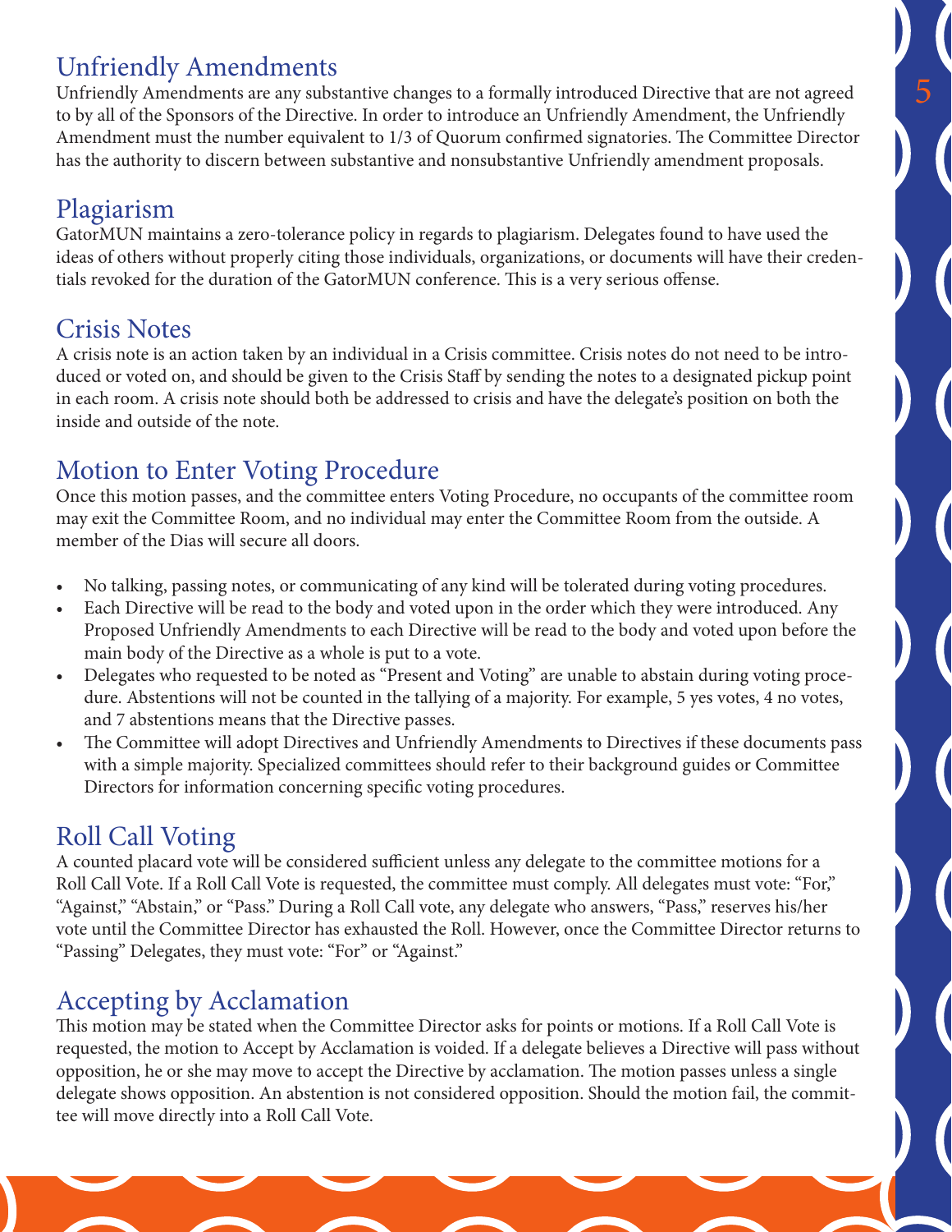## Unfriendly Amendments

Unfriendly Amendments are any substantive changes to a formally introduced Directive that are not agreed to by all of the Sponsors of the Directive. In order to introduce an Unfriendly Amendment, the Unfriendly Amendment must the number equivalent to 1/3 of Quorum confirmed signatories. The Committee Director has the authority to discern between substantive and nonsubstantive Unfriendly amendment proposals.

## Plagiarism

GatorMUN maintains a zero-tolerance policy in regards to plagiarism. Delegates found to have used the ideas of others without properly citing those individuals, organizations, or documents will have their credentials revoked for the duration of the GatorMUN conference. This is a very serious offense.

## Crisis Notes

A crisis note is an action taken by an individual in a Crisis committee. Crisis notes do not need to be introduced or voted on, and should be given to the Crisis Staff by sending the notes to a designated pickup point in each room. A crisis note should both be addressed to crisis and have the delegate's position on both the inside and outside of the note.

## Motion to Enter Voting Procedure

Once this motion passes, and the committee enters Voting Procedure, no occupants of the committee room may exit the Committee Room, and no individual may enter the Committee Room from the outside. A member of the Dias will secure all doors.

- No talking, passing notes, or communicating of any kind will be tolerated during voting procedures.
- Each Directive will be read to the body and voted upon in the order which they were introduced. Any Proposed Unfriendly Amendments to each Directive will be read to the body and voted upon before the main body of the Directive as a whole is put to a vote.
- Delegates who requested to be noted as "Present and Voting" are unable to abstain during voting procedure. Abstentions will not be counted in the tallying of a majority. For example, 5 yes votes, 4 no votes, and 7 abstentions means that the Directive passes.
- The Committee will adopt Directives and Unfriendly Amendments to Directives if these documents pass with a simple majority. Specialized committees should refer to their background guides or Committee Directors for information concerning specific voting procedures.

## Roll Call Voting

A counted placard vote will be considered sufficient unless any delegate to the committee motions for a Roll Call Vote. If a Roll Call Vote is requested, the committee must comply. All delegates must vote: "For," "Against," "Abstain," or "Pass." During a Roll Call vote, any delegate who answers, "Pass," reserves his/her vote until the Committee Director has exhausted the Roll. However, once the Committee Director returns to "Passing" Delegates, they must vote: "For" or "Against."

## Accepting by Acclamation

This motion may be stated when the Committee Director asks for points or motions. If a Roll Call Vote is requested, the motion to Accept by Acclamation is voided. If a delegate believes a Directive will pass without opposition, he or she may move to accept the Directive by acclamation. The motion passes unless a single delegate shows opposition. An abstention is not considered opposition. Should the motion fail, the committee will move directly into a Roll Call Vote.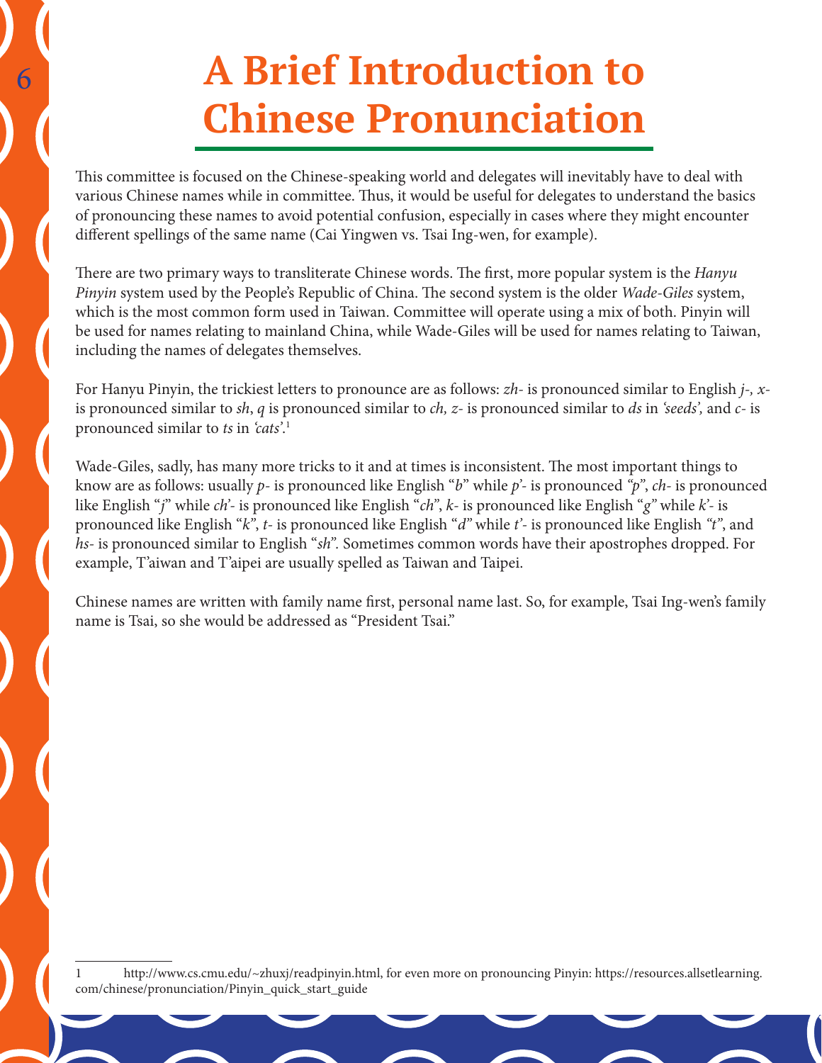# A Brief Introduction to Chinese Pronunciation

This committee is focused on the Chinese-speaking world and delegates will inevitably have to deal with various Chinese names while in committee. Thus, it would be useful for delegates to understand the basics of pronouncing these names to avoid potential confusion, especially in cases where they might encounter different spellings of the same name (Cai Yingwen vs. Tsai Ing-wen, for example).

There are two primary ways to transliterate Chinese words. The first, more popular system is the *Hanyu Pinyin* system used by the People's Republic of China. The second system is the older *Wade-Giles* system, which is the most common form used in Taiwan. Committee will operate using a mix of both. Pinyin will be used for names relating to mainland China, while Wade-Giles will be used for names relating to Taiwan, including the names of delegates themselves.

For Hanyu Pinyin, the trickiest letters to pronounce are as follows: *zh-* is pronounced similar to English *j-*, *x-* is pronounced similar to *sh*, *q* is pronounced similar to *ch, z-* is pronounced similar to *ds* in *'seeds',* and *c-* is pronounced similar to *ts* in *'cats'*.[1]

Wade-Giles, sadly, has many more tricks to it and at times is inconsistent. The most important things to know are as follows: usually *p-* is pronounced like English "*b*" while *p'-* is pronounced *"p"*, *ch-* is pronounced like English "*j*" while *ch'-* is pronounced like English "*ch*", *k-* is pronounced like English "*g*" while *k'-* is pronounced like English "*k*", *t-* is pronounced like English "*d*" while *t'-* is pronounced like English *"t"*, and *hs-* is pronounced similar to English "*sh*". Sometimes common words have their apostrophes dropped. For example, T'aiwan and T'aipei are usually spelled as Taiwan and Taipei.

Chinese names are written with family name first, personal name last. So, for example, Tsai Ing-wen's family name is Tsai, so she would be addressed as "President Tsai."

---

1 http://www.cs.cmu.edu/~zhuxj/readpinyin.html, for even more on pronouncing Pinyin: https://resources.allsetlearning.com/chinese/pronunciation/Pinyin_quick_start_guide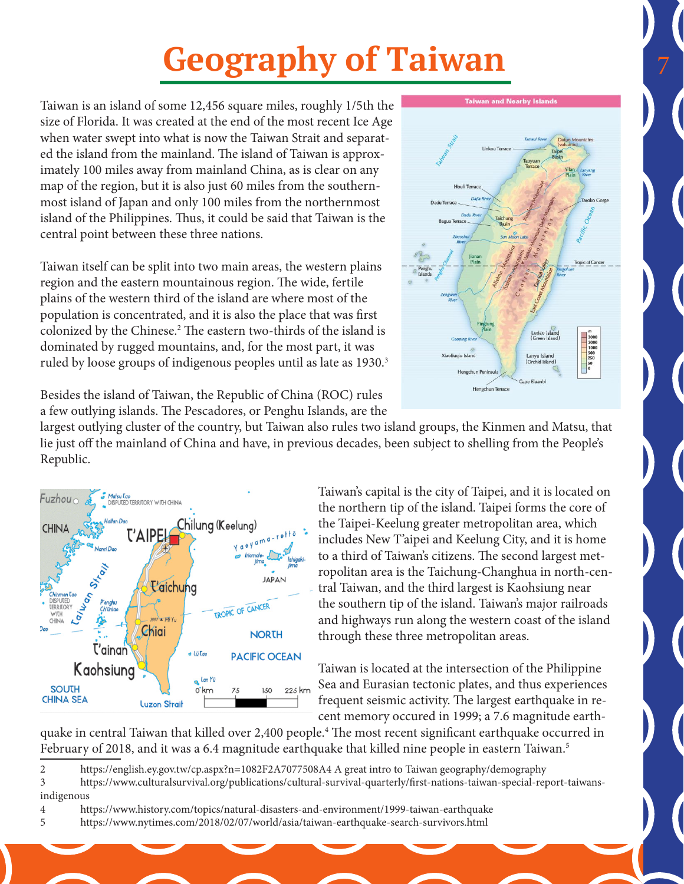# Geography of Taiwan

Taiwan is an island of some 12,456 square miles, roughly 1/5th the size of Florida. It was created at the end of the most recent Ice Age when water swept into what is now the Taiwan Strait and separated the island from the mainland. The island of Taiwan is approximately 100 miles away from mainland China, as is clear on any map of the region, but it is also just 60 miles from the southernmost island of Japan and only 100 miles from the northernmost island of the Philippines. Thus, it could be said that Taiwan is the central point between these three nations.

Taiwan itself can be split into two main areas, the western plains region and the eastern mountainous region. The wide, fertile plains of the western third of the island are where most of the population is concentrated, and it is also the place that was first colonized by the Chinese.[2] The eastern two-thirds of the island is dominated by rugged mountains, and, for the most part, it was ruled by loose groups of indigenous peoples until as late as 1930.[3]

Besides the island of Taiwan, the Republic of China (ROC) rules a few outlying islands. The Pescadores, or Penghu Islands, are the largest outlying cluster of the country, but Taiwan also rules two island groups, the Kinmen and Matsu, that lie just off the mainland of China and have, in previous decades, been subject to shelling from the People's Republic.

Taiwan's capital is the city of Taipei, and it is located on the northern tip of the island. Taipei forms the core of the Taipei-Keelung greater metropolitan area, which includes New T'aipei and Keelung City, and it is home to a third of Taiwan's citizens. The second largest metropolitan area is the Taichung-Changhua in north-central Taiwan, and the third largest is Kaohsiung near the southern tip of the island. Taiwan's major railroads and highways run along the western coast of the island through these three metropolitan areas.

Taiwan is located at the intersection of the Philippine Sea and Eurasian tectonic plates, and thus experiences frequent seismic activity. The largest earthquake in recent memory occured in 1999; a 7.6 magnitude earthquake in central Taiwan that killed over 2,400 people.[4] The most recent significant earthquake occurred in February of 2018, and it was a 6.4 magnitude earthquake that killed nine people in eastern Taiwan.[5]

2 https://english.ey.gov.tw/cp.aspx?n=1082F2A7077508A4 A great intro to Taiwan geography/demography

3 https://www.culturalsurvival.org/publications/cultural-survival-quarterly/first-nations-taiwan-special-report-taiwans-indigenous

4 https://www.history.com/topics/natural-disasters-and-environment/1999-taiwan-earthquake

5 https://www.nytimes.com/2018/02/07/world/asia/taiwan-earthquake-search-survivors.html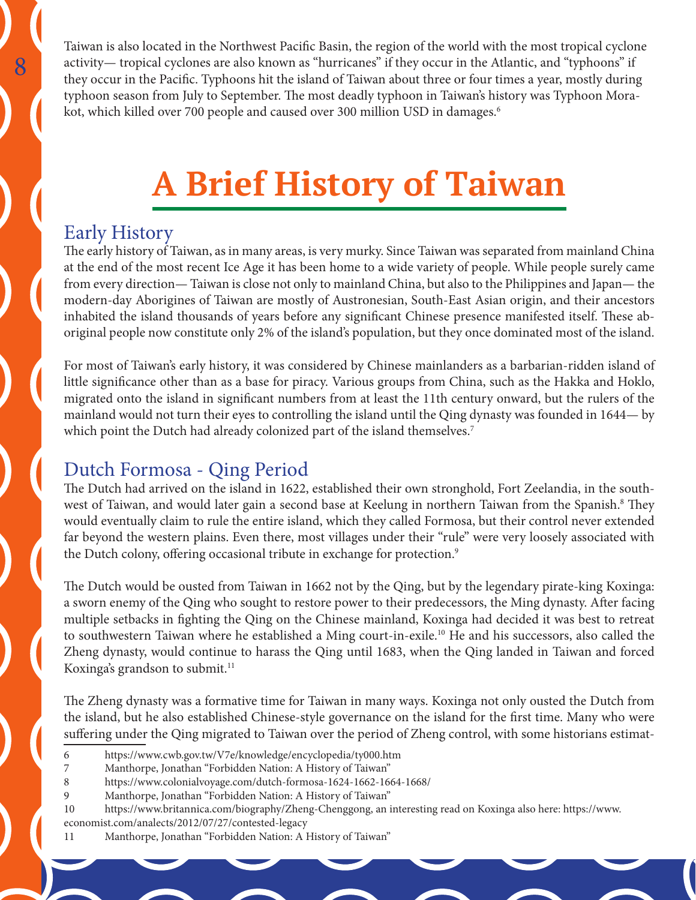Taiwan is also located in the Northwest Pacific Basin, the region of the world with the most tropical cyclone activity— tropical cyclones are also known as "hurricanes" if they occur in the Atlantic, and "typhoons" if they occur in the Pacific. Typhoons hit the island of Taiwan about three or four times a year, mostly during typhoon season from July to September. The most deadly typhoon in Taiwan's history was Typhoon Morakot, which killed over 700 people and caused over 300 million USD in damages.[6]

# A Brief History of Taiwan

## Early History

The early history of Taiwan, as in many areas, is very murky. Since Taiwan was separated from mainland China at the end of the most recent Ice Age it has been home to a wide variety of people. While people surely came from every direction— Taiwan is close not only to mainland China, but also to the Philippines and Japan— the modern-day Aborigines of Taiwan are mostly of Austronesian, South-East Asian origin, and their ancestors inhabited the island thousands of years before any significant Chinese presence manifested itself. These aboriginal people now constitute only 2% of the island's population, but they once dominated most of the island.

For most of Taiwan's early history, it was considered by Chinese mainlanders as a barbarian-ridden island of little significance other than as a base for piracy. Various groups from China, such as the Hakka and Hoklo, migrated onto the island in significant numbers from at least the 11th century onward, but the rulers of the mainland would not turn their eyes to controlling the island until the Qing dynasty was founded in 1644— by which point the Dutch had already colonized part of the island themselves.[7]

## Dutch Formosa - Qing Period

The Dutch had arrived on the island in 1622, established their own stronghold, Fort Zeelandia, in the southwest of Taiwan, and would later gain a second base at Keelung in northern Taiwan from the Spanish.[8] They would eventually claim to rule the entire island, which they called Formosa, but their control never extended far beyond the western plains. Even there, most villages under their "rule" were very loosely associated with the Dutch colony, offering occasional tribute in exchange for protection.[9]

The Dutch would be ousted from Taiwan in 1662 not by the Qing, but by the legendary pirate-king Koxinga: a sworn enemy of the Qing who sought to restore power to their predecessors, the Ming dynasty. After facing multiple setbacks in fighting the Qing on the Chinese mainland, Koxinga had decided it was best to retreat to southwestern Taiwan where he established a Ming court-in-exile.[10] He and his successors, also called the Zheng dynasty, would continue to harass the Qing until 1683, when the Qing landed in Taiwan and forced Koxinga's grandson to submit.[11]

The Zheng dynasty was a formative time for Taiwan in many ways. Koxinga not only ousted the Dutch from the island, but he also established Chinese-style governance on the island for the first time. Many who were suffering under the Qing migrated to Taiwan over the period of Zheng control, with some historians estimat-

---

6 https://www.cwb.gov.tw/V7e/knowledge/encyclopedia/ty000.htm

7 Manthorpe, Jonathan "Forbidden Nation: A History of Taiwan"

8 https://www.colonialvoyage.com/dutch-formosa-1624-1662-1664-1668/

9 Manthorpe, Jonathan "Forbidden Nation: A History of Taiwan"

10 https://www.britannica.com/biography/Zheng-Chenggong, an interesting read on Koxinga also here: https://www.economist.com/analects/2012/07/27/contested-legacy

11 Manthorpe, Jonathan "Forbidden Nation: A History of Taiwan"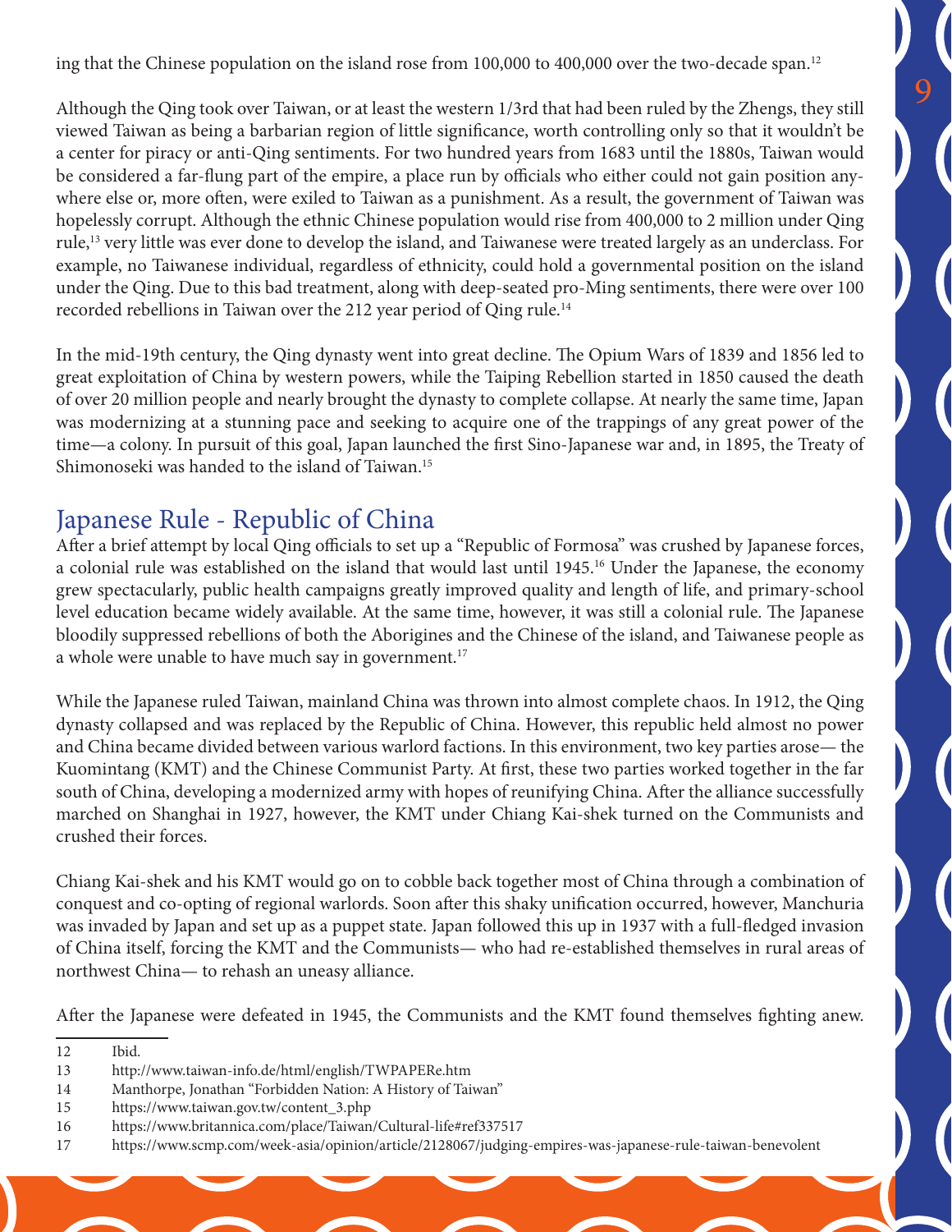ing that the Chinese population on the island rose from 100,000 to 400,000 over the two-decade span.[12]

Although the Qing took over Taiwan, or at least the western 1/3rd that had been ruled by the Zhengs, they still viewed Taiwan as being a barbarian region of little significance, worth controlling only so that it wouldn't be a center for piracy or anti-Qing sentiments. For two hundred years from 1683 until the 1880s, Taiwan would be considered a far-flung part of the empire, a place run by officials who either could not gain position anywhere else or, more often, were exiled to Taiwan as a punishment. As a result, the government of Taiwan was hopelessly corrupt. Although the ethnic Chinese population would rise from 400,000 to 2 million under Qing rule,[13] very little was ever done to develop the island, and Taiwanese were treated largely as an underclass. For example, no Taiwanese individual, regardless of ethnicity, could hold a governmental position on the island under the Qing. Due to this bad treatment, along with deep-seated pro-Ming sentiments, there were over 100 recorded rebellions in Taiwan over the 212 year period of Qing rule.[14]

In the mid-19th century, the Qing dynasty went into great decline. The Opium Wars of 1839 and 1856 led to great exploitation of China by western powers, while the Taiping Rebellion started in 1850 caused the death of over 20 million people and nearly brought the dynasty to complete collapse. At nearly the same time, Japan was modernizing at a stunning pace and seeking to acquire one of the trappings of any great power of the time—a colony. In pursuit of this goal, Japan launched the first Sino-Japanese war and, in 1895, the Treaty of Shimonoseki was handed to the island of Taiwan.[15]

## Japanese Rule - Republic of China

After a brief attempt by local Qing officials to set up a "Republic of Formosa" was crushed by Japanese forces, a colonial rule was established on the island that would last until 1945.[16] Under the Japanese, the economy grew spectacularly, public health campaigns greatly improved quality and length of life, and primary-school level education became widely available. At the same time, however, it was still a colonial rule. The Japanese bloodily suppressed rebellions of both the Aborigines and the Chinese of the island, and Taiwanese people as a whole were unable to have much say in government.[17]

While the Japanese ruled Taiwan, mainland China was thrown into almost complete chaos. In 1912, the Qing dynasty collapsed and was replaced by the Republic of China. However, this republic held almost no power and China became divided between various warlord factions. In this environment, two key parties arose— the Kuomintang (KMT) and the Chinese Communist Party. At first, these two parties worked together in the far south of China, developing a modernized army with hopes of reunifying China. After the alliance successfully marched on Shanghai in 1927, however, the KMT under Chiang Kai-shek turned on the Communists and crushed their forces.

Chiang Kai-shek and his KMT would go on to cobble back together most of China through a combination of conquest and co-opting of regional warlords. Soon after this shaky unification occurred, however, Manchuria was invaded by Japan and set up as a puppet state. Japan followed this up in 1937 with a full-fledged invasion of China itself, forcing the KMT and the Communists— who had re-established themselves in rural areas of northwest China— to rehash an uneasy alliance.

After the Japanese were defeated in 1945, the Communists and the KMT found themselves fighting anew.

---

12 Ibid.

13 http://www.taiwan-info.de/html/english/TWPAPERe.htm

14 Manthorpe, Jonathan "Forbidden Nation: A History of Taiwan"

15 https://www.taiwan.gov.tw/content_3.php

16 https://www.britannica.com/place/Taiwan/Cultural-life#ref337517

17 https://www.scmp.com/week-asia/opinion/article/2128067/judging-empires-was-japanese-rule-taiwan-benevolent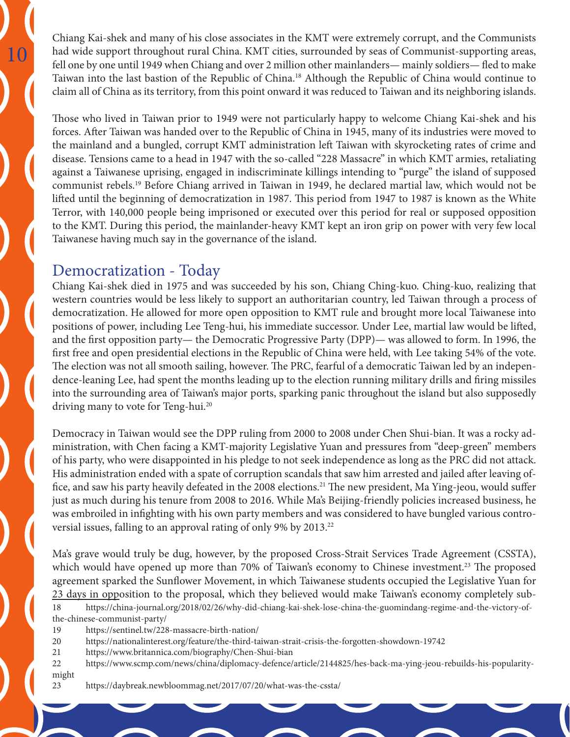Chiang Kai-shek and many of his close associates in the KMT were extremely corrupt, and the Communists had wide support throughout rural China. KMT cities, surrounded by seas of Communist-supporting areas, fell one by one until 1949 when Chiang and over 2 million other mainlanders— mainly soldiers— fled to make Taiwan into the last bastion of the Republic of China.[18] Although the Republic of China would continue to claim all of China as its territory, from this point onward it was reduced to Taiwan and its neighboring islands.

Those who lived in Taiwan prior to 1949 were not particularly happy to welcome Chiang Kai-shek and his forces. After Taiwan was handed over to the Republic of China in 1945, many of its industries were moved to the mainland and a bungled, corrupt KMT administration left Taiwan with skyrocketing rates of crime and disease. Tensions came to a head in 1947 with the so-called "228 Massacre" in which KMT armies, retaliating against a Taiwanese uprising, engaged in indiscriminate killings intending to "purge" the island of supposed communist rebels.[19] Before Chiang arrived in Taiwan in 1949, he declared martial law, which would not be lifted until the beginning of democratization in 1987. This period from 1947 to 1987 is known as the White Terror, with 140,000 people being imprisoned or executed over this period for real or supposed opposition to the KMT. During this period, the mainlander-heavy KMT kept an iron grip on power with very few local Taiwanese having much say in the governance of the island.

## Democratization - Today

Chiang Kai-shek died in 1975 and was succeeded by his son, Chiang Ching-kuo. Ching-kuo, realizing that western countries would be less likely to support an authoritarian country, led Taiwan through a process of democratization. He allowed for more open opposition to KMT rule and brought more local Taiwanese into positions of power, including Lee Teng-hui, his immediate successor. Under Lee, martial law would be lifted, and the first opposition party— the Democratic Progressive Party (DPP)— was allowed to form. In 1996, the first free and open presidential elections in the Republic of China were held, with Lee taking 54% of the vote. The election was not all smooth sailing, however. The PRC, fearful of a democratic Taiwan led by an independence-leaning Lee, had spent the months leading up to the election running military drills and firing missiles into the surrounding area of Taiwan's major ports, sparking panic throughout the island but also supposedly driving many to vote for Teng-hui.[20]

Democracy in Taiwan would see the DPP ruling from 2000 to 2008 under Chen Shui-bian. It was a rocky administration, with Chen facing a KMT-majority Legislative Yuan and pressures from "deep-green" members of his party, who were disappointed in his pledge to not seek independence as long as the PRC did not attack. His administration ended with a spate of corruption scandals that saw him arrested and jailed after leaving office, and saw his party heavily defeated in the 2008 elections.[21] The new president, Ma Ying-jeou, would suffer just as much during his tenure from 2008 to 2016. While Ma's Beijing-friendly policies increased business, he was embroiled in infighting with his own party members and was considered to have bungled various controversial issues, falling to an approval rating of only 9% by 2013.[22]

Ma's grave would truly be dug, however, by the proposed Cross-Strait Services Trade Agreement (CSSTA), which would have opened up more than 70% of Taiwan's economy to Chinese investment.[23] The proposed agreement sparked the Sunflower Movement, in which Taiwanese students occupied the Legislative Yuan for 23 days in opposition to the proposal, which they believed would make Taiwan's economy completely sub-

18 https://china-journal.org/2018/02/26/why-did-chiang-kai-shek-lose-china-the-guomindang-regime-and-the-victory-of-the-chinese-communist-party/

19 https://sentinel.tw/228-massacre-birth-nation/

20 https://nationalinterest.org/feature/the-third-taiwan-strait-crisis-the-forgotten-showdown-19742

21 https://www.britannica.com/biography/Chen-Shui-bian

22 https://www.scmp.com/news/china/diplomacy-defence/article/2144825/hes-back-ma-ying-jeou-rebuilds-his-popularity-might

23 https://daybreak.newbloommag.net/2017/07/20/what-was-the-cssta/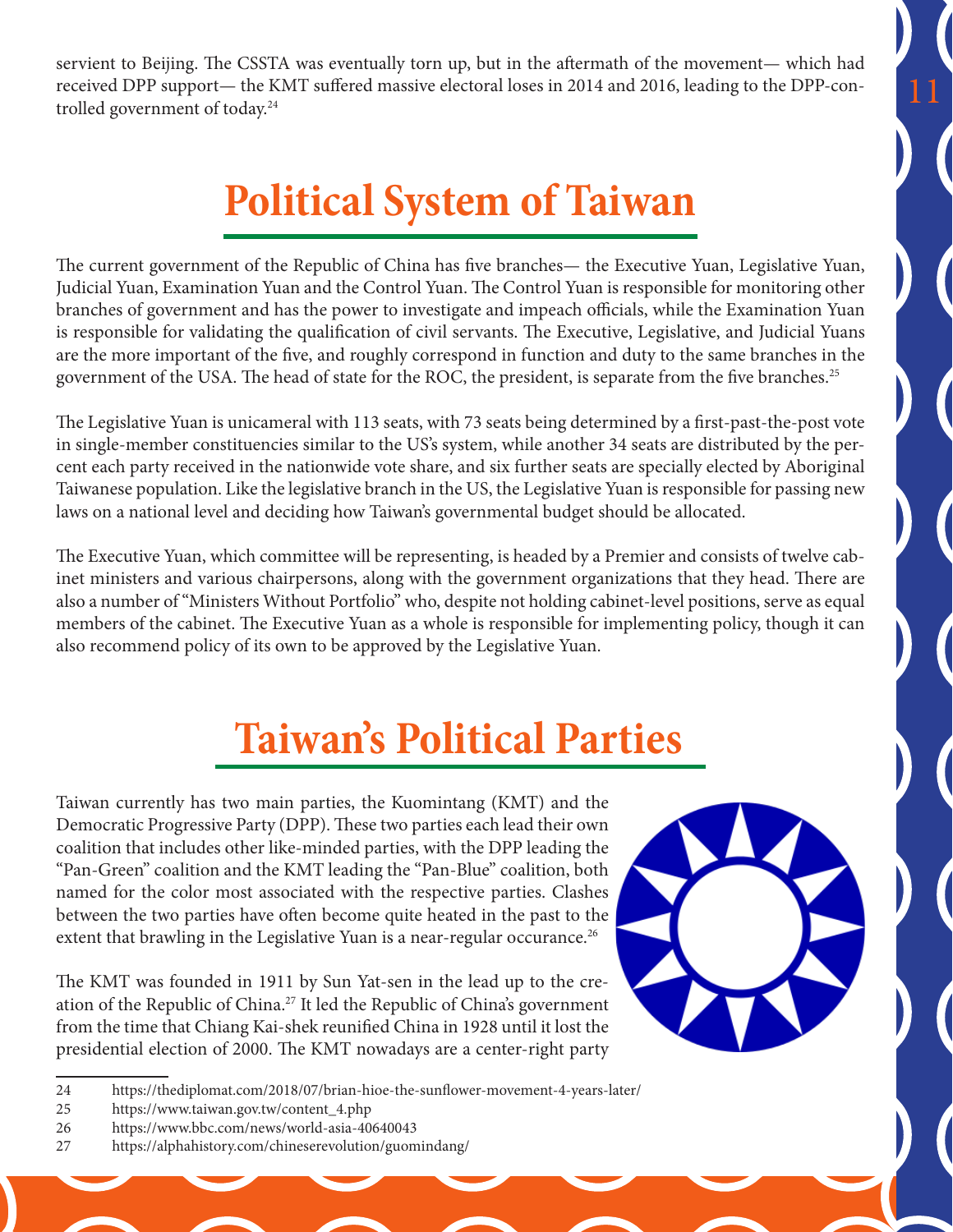servient to Beijing. The CSSTA was eventually torn up, but in the aftermath of the movement— which had received DPP support— the KMT suffered massive electoral loses in 2014 and 2016, leading to the DPP-controlled government of today.[24]

# Political System of Taiwan

The current government of the Republic of China has five branches— the Executive Yuan, Legislative Yuan, Judicial Yuan, Examination Yuan and the Control Yuan. The Control Yuan is responsible for monitoring other branches of government and has the power to investigate and impeach officials, while the Examination Yuan is responsible for validating the qualification of civil servants. The Executive, Legislative, and Judicial Yuans are the more important of the five, and roughly correspond in function and duty to the same branches in the government of the USA. The head of state for the ROC, the president, is separate from the five branches.[25]

The Legislative Yuan is unicameral with 113 seats, with 73 seats being determined by a first-past-the-post vote in single-member constituencies similar to the US's system, while another 34 seats are distributed by the percent each party received in the nationwide vote share, and six further seats are specially elected by Aboriginal Taiwanese population. Like the legislative branch in the US, the Legislative Yuan is responsible for passing new laws on a national level and deciding how Taiwan's governmental budget should be allocated.

The Executive Yuan, which committee will be representing, is headed by a Premier and consists of twelve cabinet ministers and various chairpersons, along with the government organizations that they head. There are also a number of "Ministers Without Portfolio" who, despite not holding cabinet-level positions, serve as equal members of the cabinet. The Executive Yuan as a whole is responsible for implementing policy, though it can also recommend policy of its own to be approved by the Legislative Yuan.

# Taiwan's Political Parties

Taiwan currently has two main parties, the Kuomintang (KMT) and the Democratic Progressive Party (DPP). These two parties each lead their own coalition that includes other like-minded parties, with the DPP leading the "Pan-Green" coalition and the KMT leading the "Pan-Blue" coalition, both named for the color most associated with the respective parties. Clashes between the two parties have often become quite heated in the past to the extent that brawling in the Legislative Yuan is a near-regular occurance.[26]

The KMT was founded in 1911 by Sun Yat-sen in the lead up to the creation of the Republic of China.[27] It led the Republic of China's government from the time that Chiang Kai-shek reunified China in 1928 until it lost the presidential election of 2000. The KMT nowadays are a center-right party

24 https://thediplomat.com/2018/07/brian-hioe-the-sunflower-movement-4-years-later/
25 https://www.taiwan.gov.tw/content_4.php
26 https://www.bbc.com/news/world-asia-40640043
27 https://alphahistory.com/chineserevolution/guomindang/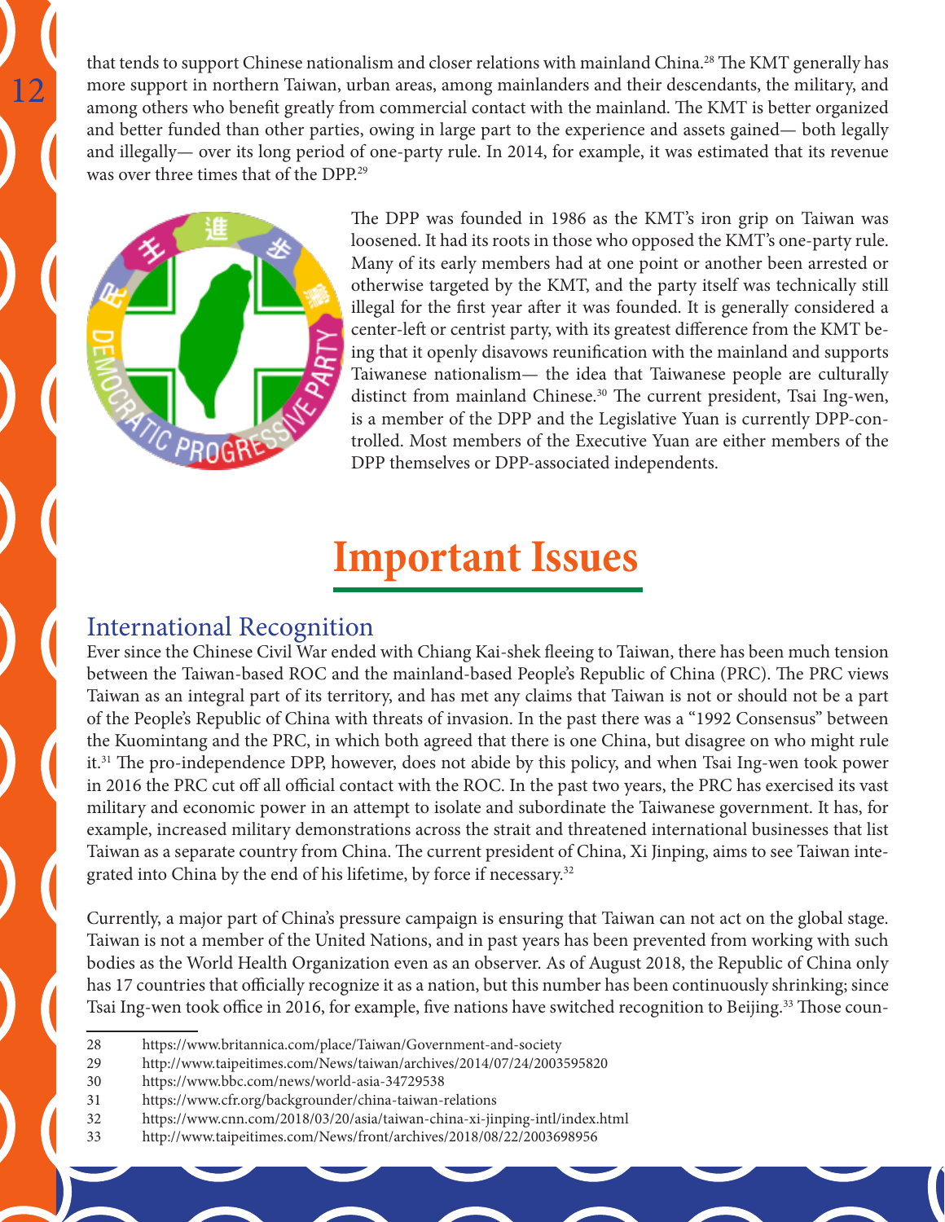that tends to support Chinese nationalism and closer relations with mainland China.[28] The KMT generally has more support in northern Taiwan, urban areas, among mainlanders and their descendants, the military, and among others who benefit greatly from commercial contact with the mainland. The KMT is better organized and better funded than other parties, owing in large part to the experience and assets gained— both legally and illegally— over its long period of one-party rule. In 2014, for example, it was estimated that its revenue was over three times that of the DPP.[29]

The DPP was founded in 1986 as the KMT's iron grip on Taiwan was loosened. It had its roots in those who opposed the KMT's one-party rule. Many of its early members had at one point or another been arrested or otherwise targeted by the KMT, and the party itself was technically still illegal for the first year after it was founded. It is generally considered a center-left or centrist party, with its greatest difference from the KMT being that it openly disavows reunification with the mainland and supports Taiwanese nationalism— the idea that Taiwanese people are culturally distinct from mainland Chinese.[30] The current president, Tsai Ing-wen, is a member of the DPP and the Legislative Yuan is currently DPP-controlled. Most members of the Executive Yuan are either members of the DPP themselves or DPP-associated independents.

# Important Issues

## International Recognition

Ever since the Chinese Civil War ended with Chiang Kai-shek fleeing to Taiwan, there has been much tension between the Taiwan-based ROC and the mainland-based People's Republic of China (PRC). The PRC views Taiwan as an integral part of its territory, and has met any claims that Taiwan is not or should not be a part of the People's Republic of China with threats of invasion. In the past there was a "1992 Consensus" between the Kuomintang and the PRC, in which both agreed that there is one China, but disagree on who might rule it.[31] The pro-independence DPP, however, does not abide by this policy, and when Tsai Ing-wen took power in 2016 the PRC cut off all official contact with the ROC. In the past two years, the PRC has exercised its vast military and economic power in an attempt to isolate and subordinate the Taiwanese government. It has, for example, increased military demonstrations across the strait and threatened international businesses that list Taiwan as a separate country from China. The current president of China, Xi Jinping, aims to see Taiwan integrated into China by the end of his lifetime, by force if necessary.[32]

Currently, a major part of China's pressure campaign is ensuring that Taiwan can not act on the global stage. Taiwan is not a member of the United Nations, and in past years has been prevented from working with such bodies as the World Health Organization even as an observer. As of August 2018, the Republic of China only has 17 countries that officially recognize it as a nation, but this number has been continuously shrinking; since Tsai Ing-wen took office in 2016, for example, five nations have switched recognition to Beijing.[33] Those coun-

28 https://www.britannica.com/place/Taiwan/Government-and-society
29 http://www.taipeitimes.com/News/taiwan/archives/2014/07/24/2003595820
30 https://www.bbc.com/news/world-asia-34729538
31 https://www.cfr.org/backgrounder/china-taiwan-relations
32 https://www.cnn.com/2018/03/20/asia/taiwan-china-xi-jinping-intl/index.html
33 http://www.taipeitimes.com/News/front/archives/2018/08/22/2003698956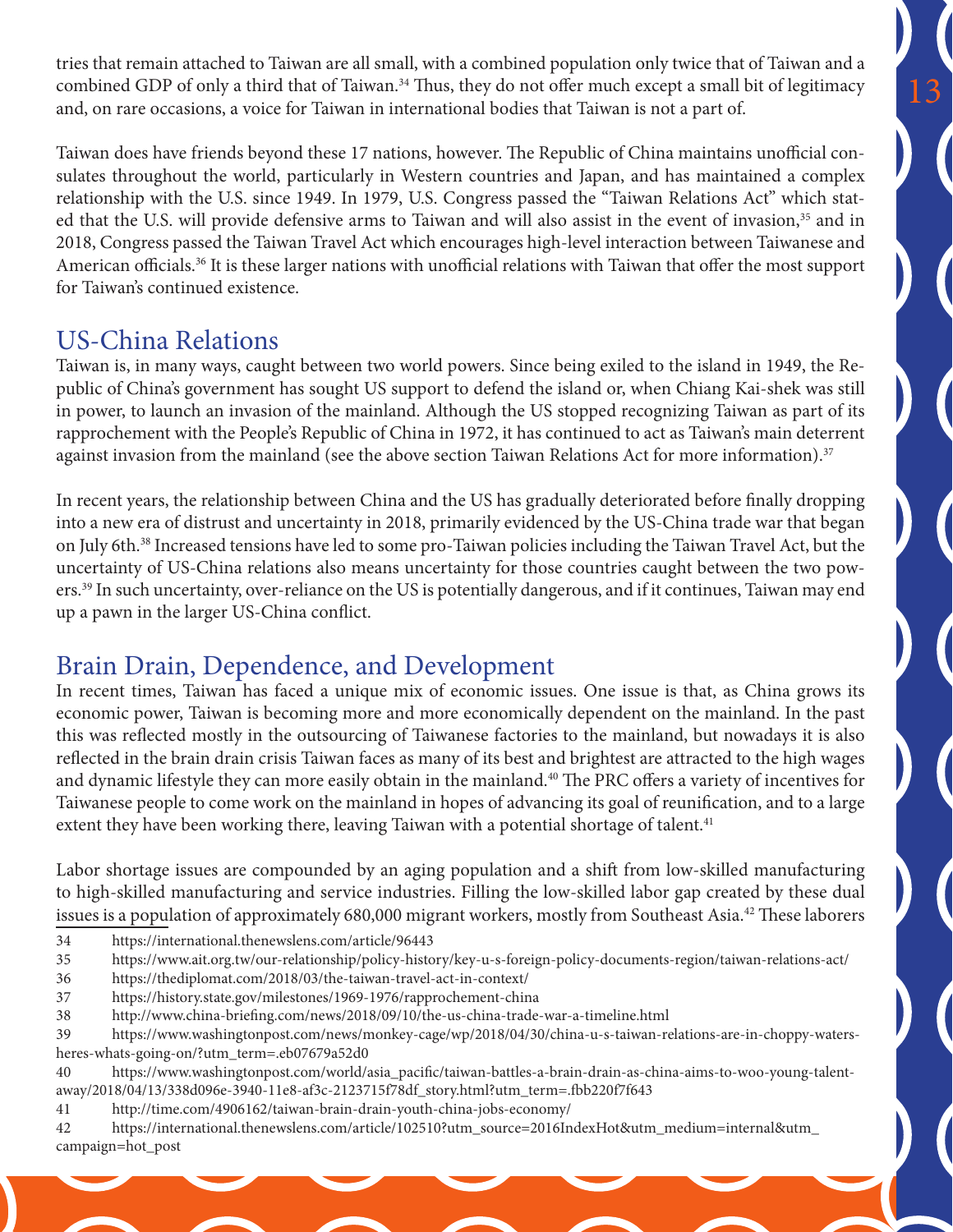tries that remain attached to Taiwan are all small, with a combined population only twice that of Taiwan and a combined GDP of only a third that of Taiwan.[34] Thus, they do not offer much except a small bit of legitimacy and, on rare occasions, a voice for Taiwan in international bodies that Taiwan is not a part of.

Taiwan does have friends beyond these 17 nations, however. The Republic of China maintains unofficial consulates throughout the world, particularly in Western countries and Japan, and has maintained a complex relationship with the U.S. since 1949. In 1979, U.S. Congress passed the "Taiwan Relations Act" which stated that the U.S. will provide defensive arms to Taiwan and will also assist in the event of invasion,[35] and in 2018, Congress passed the Taiwan Travel Act which encourages high-level interaction between Taiwanese and American officials.[36] It is these larger nations with unofficial relations with Taiwan that offer the most support for Taiwan's continued existence.

## US-China Relations

Taiwan is, in many ways, caught between two world powers. Since being exiled to the island in 1949, the Republic of China's government has sought US support to defend the island or, when Chiang Kai-shek was still in power, to launch an invasion of the mainland. Although the US stopped recognizing Taiwan as part of its rapprochement with the People's Republic of China in 1972, it has continued to act as Taiwan's main deterrent against invasion from the mainland (see the above section Taiwan Relations Act for more information).[37]

In recent years, the relationship between China and the US has gradually deteriorated before finally dropping into a new era of distrust and uncertainty in 2018, primarily evidenced by the US-China trade war that began on July 6th.[38] Increased tensions have led to some pro-Taiwan policies including the Taiwan Travel Act, but the uncertainty of US-China relations also means uncertainty for those countries caught between the two powers.[39] In such uncertainty, over-reliance on the US is potentially dangerous, and if it continues, Taiwan may end up a pawn in the larger US-China conflict.

## Brain Drain, Dependence, and Development

In recent times, Taiwan has faced a unique mix of economic issues. One issue is that, as China grows its economic power, Taiwan is becoming more and more economically dependent on the mainland. In the past this was reflected mostly in the outsourcing of Taiwanese factories to the mainland, but nowadays it is also reflected in the brain drain crisis Taiwan faces as many of its best and brightest are attracted to the high wages and dynamic lifestyle they can more easily obtain in the mainland.[40] The PRC offers a variety of incentives for Taiwanese people to come work on the mainland in hopes of advancing its goal of reunification, and to a large extent they have been working there, leaving Taiwan with a potential shortage of talent.[41]

Labor shortage issues are compounded by an aging population and a shift from low-skilled manufacturing to high-skilled manufacturing and service industries. Filling the low-skilled labor gap created by these dual issues is a population of approximately 680,000 migrant workers, mostly from Southeast Asia.[42] These laborers

---

34 https://international.thenewslens.com/article/96443

35 https://www.ait.org.tw/our-relationship/policy-history/key-u-s-foreign-policy-documents-region/taiwan-relations-act/

36 https://thediplomat.com/2018/03/the-taiwan-travel-act-in-context/

37 https://history.state.gov/milestones/1969-1976/rapprochement-china

38 http://www.china-briefing.com/news/2018/09/10/the-us-china-trade-war-a-timeline.html

39 https://www.washingtonpost.com/news/monkey-cage/wp/2018/04/30/china-u-s-taiwan-relations-are-in-choppy-waters-heres-whats-going-on/?utm_term=.eb07679a52d0

40 https://www.washingtonpost.com/world/asia_pacific/taiwan-battles-a-brain-drain-as-china-aims-to-woo-young-talent-away/2018/04/13/338d096e-3940-11e8-af3c-2123715f78df_story.html?utm_term=.fbb220f7f643

41 http://time.com/4906162/taiwan-brain-drain-youth-china-jobs-economy/

42 https://international.thenewslens.com/article/102510?utm_source=2016IndexHot&utm_medium=internal&utm_campaign=hot_post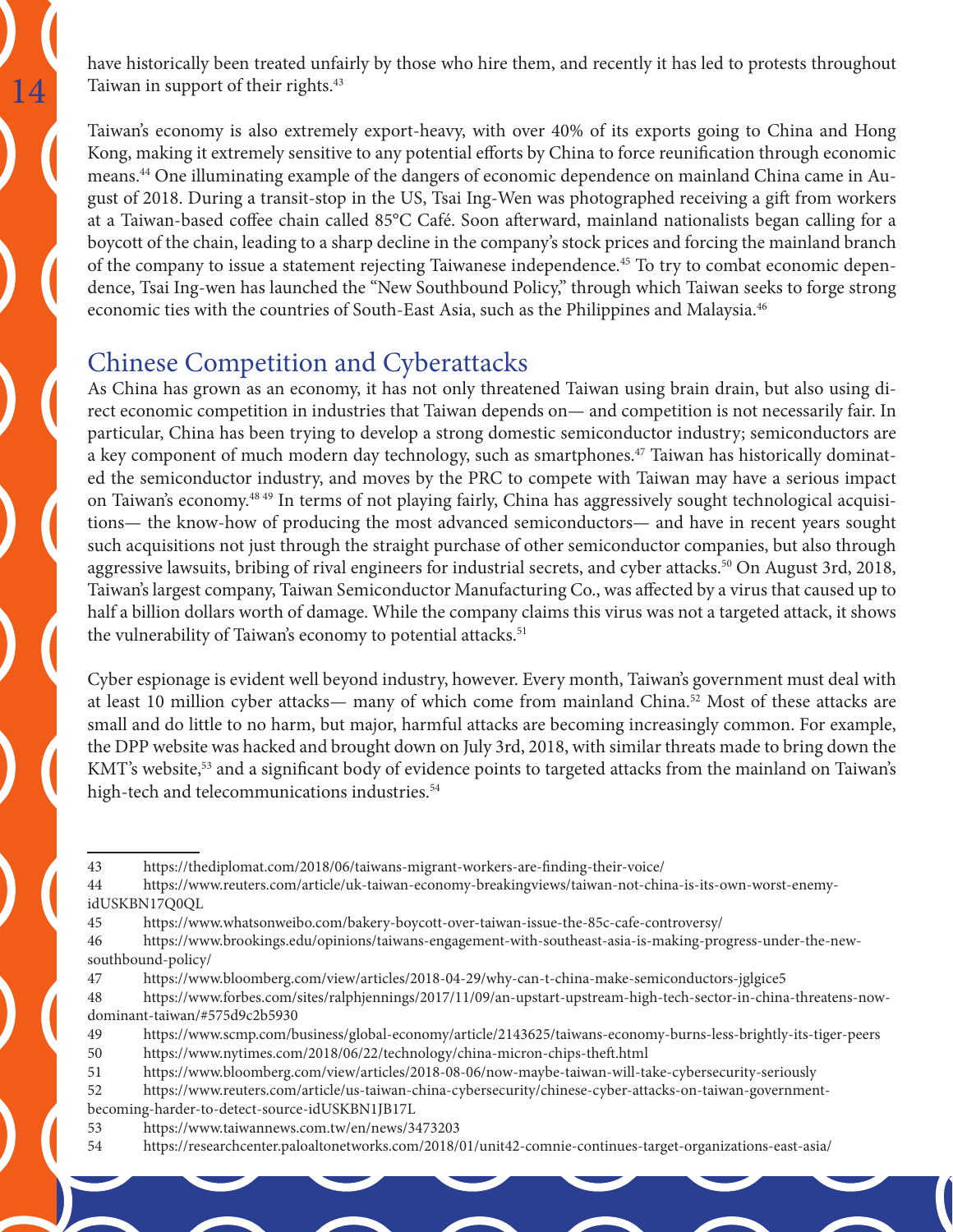have historically been treated unfairly by those who hire them, and recently it has led to protests throughout Taiwan in support of their rights.[43]

Taiwan's economy is also extremely export-heavy, with over 40% of its exports going to China and Hong Kong, making it extremely sensitive to any potential efforts by China to force reunification through economic means.[44] One illuminating example of the dangers of economic dependence on mainland China came in August of 2018. During a transit-stop in the US, Tsai Ing-Wen was photographed receiving a gift from workers at a Taiwan-based coffee chain called 85°C Café. Soon afterward, mainland nationalists began calling for a boycott of the chain, leading to a sharp decline in the company's stock prices and forcing the mainland branch of the company to issue a statement rejecting Taiwanese independence.[45] To try to combat economic dependence, Tsai Ing-wen has launched the "New Southbound Policy," through which Taiwan seeks to forge strong economic ties with the countries of South-East Asia, such as the Philippines and Malaysia.[46]

## Chinese Competition and Cyberattacks

As China has grown as an economy, it has not only threatened Taiwan using brain drain, but also using direct economic competition in industries that Taiwan depends on— and competition is not necessarily fair. In particular, China has been trying to develop a strong domestic semiconductor industry; semiconductors are a key component of much modern day technology, such as smartphones.[47] Taiwan has historically dominated the semiconductor industry, and moves by the PRC to compete with Taiwan may have a serious impact on Taiwan's economy.[48][49] In terms of not playing fairly, China has aggressively sought technological acquisitions— the know-how of producing the most advanced semiconductors— and have in recent years sought such acquisitions not just through the straight purchase of other semiconductor companies, but also through aggressive lawsuits, bribing of rival engineers for industrial secrets, and cyber attacks.[50] On August 3rd, 2018, Taiwan's largest company, Taiwan Semiconductor Manufacturing Co., was affected by a virus that caused up to half a billion dollars worth of damage. While the company claims this virus was not a targeted attack, it shows the vulnerability of Taiwan's economy to potential attacks.[51]

Cyber espionage is evident well beyond industry, however. Every month, Taiwan's government must deal with at least 10 million cyber attacks— many of which come from mainland China.[52] Most of these attacks are small and do little to no harm, but major, harmful attacks are becoming increasingly common. For example, the DPP website was hacked and brought down on July 3rd, 2018, with similar threats made to bring down the KMT's website,[53] and a significant body of evidence points to targeted attacks from the mainland on Taiwan's high-tech and telecommunications industries.[54]

---

43 https://thediplomat.com/2018/06/taiwans-migrant-workers-are-finding-their-voice/

44 https://www.reuters.com/article/uk-taiwan-economy-breakingviews/taiwan-not-china-is-its-own-worst-enemy-idUSKBN17Q0QL

45 https://www.whatsonweibo.com/bakery-boycott-over-taiwan-issue-the-85c-cafe-controversy/

46 https://www.brookings.edu/opinions/taiwans-engagement-with-southeast-asia-is-making-progress-under-the-new-southbound-policy/

47 https://www.bloomberg.com/view/articles/2018-04-29/why-can-t-china-make-semiconductors-jglgice5

48 https://www.forbes.com/sites/ralphjennings/2017/11/09/an-upstart-upstream-high-tech-sector-in-china-threatens-now-dominant-taiwan/#575d9c2b5930

49 https://www.scmp.com/business/global-economy/article/2143625/taiwans-economy-burns-less-brightly-its-tiger-peers

50 https://www.nytimes.com/2018/06/22/technology/china-micron-chips-theft.html

51 https://www.bloomberg.com/view/articles/2018-08-06/now-maybe-taiwan-will-take-cybersecurity-seriously

52 https://www.reuters.com/article/us-taiwan-china-cybersecurity/chinese-cyber-attacks-on-taiwan-government-becoming-harder-to-detect-source-idUSKBN1JB17L

53 https://www.taiwannews.com.tw/en/news/3473203

54 https://researchcenter.paloaltonetworks.com/2018/01/unit42-comnie-continues-target-organizations-east-asia/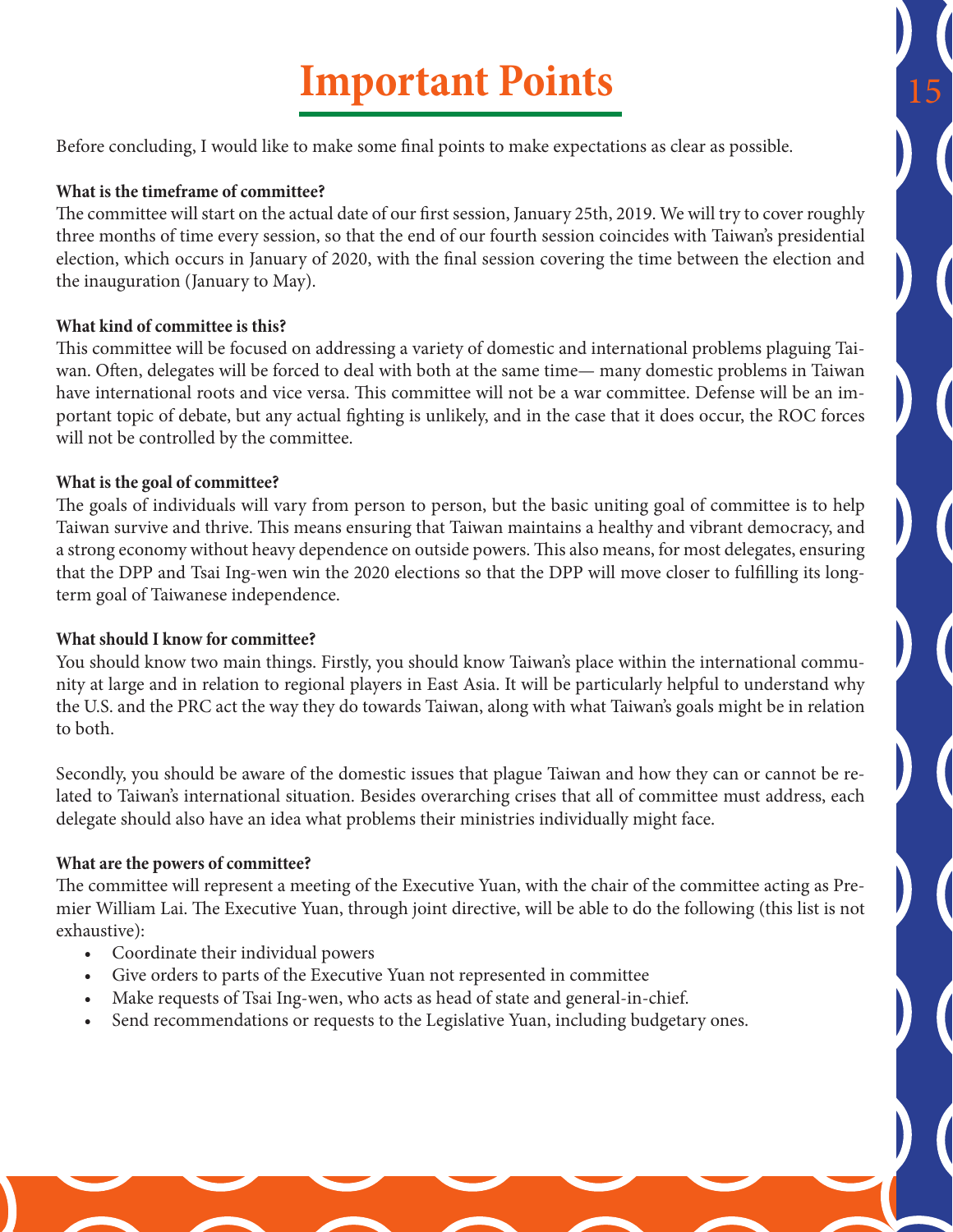# Important Points

Before concluding, I would like to make some final points to make expectations as clear as possible.

**What is the timeframe of committee?**

The committee will start on the actual date of our first session, January 25th, 2019. We will try to cover roughly three months of time every session, so that the end of our fourth session coincides with Taiwan's presidential election, which occurs in January of 2020, with the final session covering the time between the election and the inauguration (January to May).

**What kind of committee is this?**

This committee will be focused on addressing a variety of domestic and international problems plaguing Taiwan. Often, delegates will be forced to deal with both at the same time— many domestic problems in Taiwan have international roots and vice versa. This committee will not be a war committee. Defense will be an important topic of debate, but any actual fighting is unlikely, and in the case that it does occur, the ROC forces will not be controlled by the committee.

**What is the goal of committee?**

The goals of individuals will vary from person to person, but the basic uniting goal of committee is to help Taiwan survive and thrive. This means ensuring that Taiwan maintains a healthy and vibrant democracy, and a strong economy without heavy dependence on outside powers. This also means, for most delegates, ensuring that the DPP and Tsai Ing-wen win the 2020 elections so that the DPP will move closer to fulfilling its long-term goal of Taiwanese independence.

**What should I know for committee?**

You should know two main things. Firstly, you should know Taiwan's place within the international community at large and in relation to regional players in East Asia. It will be particularly helpful to understand why the U.S. and the PRC act the way they do towards Taiwan, along with what Taiwan's goals might be in relation to both.

Secondly, you should be aware of the domestic issues that plague Taiwan and how they can or cannot be related to Taiwan's international situation. Besides overarching crises that all of committee must address, each delegate should also have an idea what problems their ministries individually might face.

**What are the powers of committee?**

The committee will represent a meeting of the Executive Yuan, with the chair of the committee acting as Premier William Lai. The Executive Yuan, through joint directive, will be able to do the following (this list is not exhaustive):

- Coordinate their individual powers
- Give orders to parts of the Executive Yuan not represented in committee
- Make requests of Tsai Ing-wen, who acts as head of state and general-in-chief.
- Send recommendations or requests to the Legislative Yuan, including budgetary ones.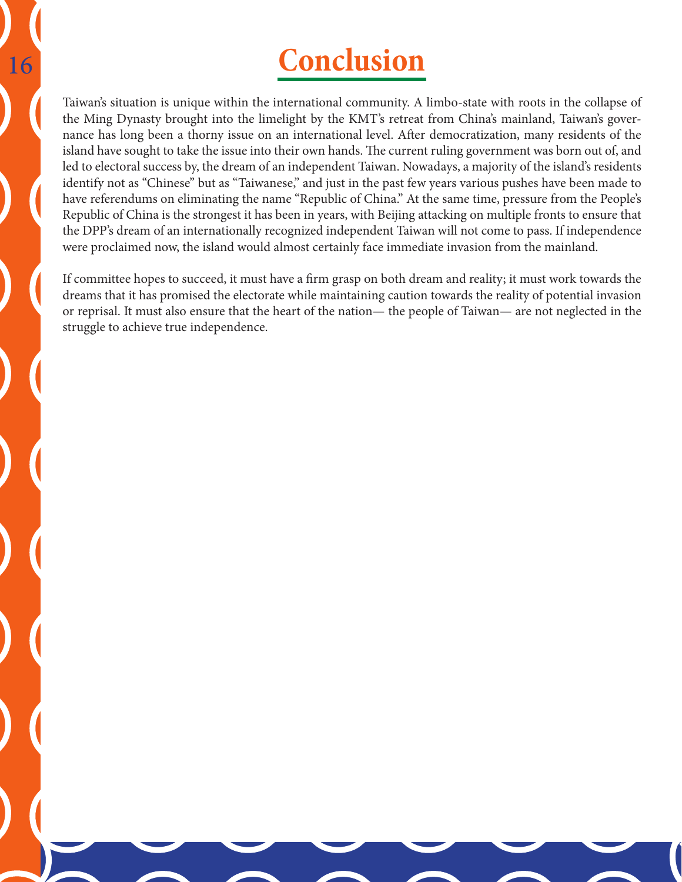# Conclusion

Taiwan's situation is unique within the international community. A limbo-state with roots in the collapse of the Ming Dynasty brought into the limelight by the KMT's retreat from China's mainland, Taiwan's governance has long been a thorny issue on an international level. After democratization, many residents of the island have sought to take the issue into their own hands. The current ruling government was born out of, and led to electoral success by, the dream of an independent Taiwan. Nowadays, a majority of the island's residents identify not as "Chinese" but as "Taiwanese," and just in the past few years various pushes have been made to have referendums on eliminating the name "Republic of China." At the same time, pressure from the People's Republic of China is the strongest it has been in years, with Beijing attacking on multiple fronts to ensure that the DPP's dream of an internationally recognized independent Taiwan will not come to pass. If independence were proclaimed now, the island would almost certainly face immediate invasion from the mainland.

If committee hopes to succeed, it must have a firm grasp on both dream and reality; it must work towards the dreams that it has promised the electorate while maintaining caution towards the reality of potential invasion or reprisal. It must also ensure that the heart of the nation— the people of Taiwan— are not neglected in the struggle to achieve true independence.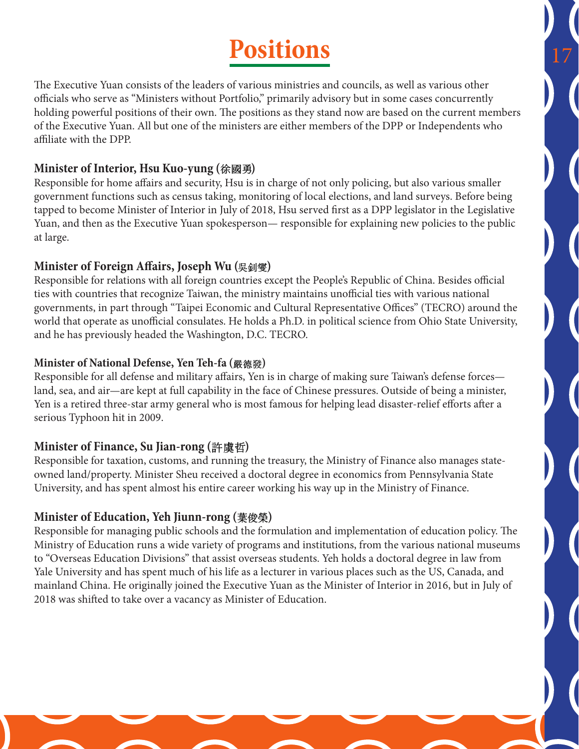# Positions

The Executive Yuan consists of the leaders of various ministries and councils, as well as various other officials who serve as "Ministers without Portfolio," primarily advisory but in some cases concurrently holding powerful positions of their own. The positions as they stand now are based on the current members of the Executive Yuan. All but one of the ministers are either members of the DPP or Independents who affiliate with the DPP.

### Minister of Interior, Hsu Kuo-yung (徐國勇)

Responsible for home affairs and security, Hsu is in charge of not only policing, but also various smaller government functions such as census taking, monitoring of local elections, and land surveys. Before being tapped to become Minister of Interior in July of 2018, Hsu served first as a DPP legislator in the Legislative Yuan, and then as the Executive Yuan spokesperson— responsible for explaining new policies to the public at large.

### Minister of Foreign Affairs, Joseph Wu (吳釗燮)

Responsible for relations with all foreign countries except the People's Republic of China. Besides official ties with countries that recognize Taiwan, the ministry maintains unofficial ties with various national governments, in part through "Taipei Economic and Cultural Representative Offices" (TECRO) around the world that operate as unofficial consulates. He holds a Ph.D. in political science from Ohio State University, and he has previously headed the Washington, D.C. TECRO.

### Minister of National Defense, Yen Teh-fa (嚴德發)

Responsible for all defense and military affairs, Yen is in charge of making sure Taiwan's defense forces—land, sea, and air—are kept at full capability in the face of Chinese pressures. Outside of being a minister, Yen is a retired three-star army general who is most famous for helping lead disaster-relief efforts after a serious Typhoon hit in 2009.

### Minister of Finance, Su Jian-rong (許虞哲)

Responsible for taxation, customs, and running the treasury, the Ministry of Finance also manages state-owned land/property. Minister Sheu received a doctoral degree in economics from Pennsylvania State University, and has spent almost his entire career working his way up in the Ministry of Finance.

### Minister of Education, Yeh Jiunn-rong (葉俊榮)

Responsible for managing public schools and the formulation and implementation of education policy. The Ministry of Education runs a wide variety of programs and institutions, from the various national museums to "Overseas Education Divisions" that assist overseas students. Yeh holds a doctoral degree in law from Yale University and has spent much of his life as a lecturer in various places such as the US, Canada, and mainland China. He originally joined the Executive Yuan as the Minister of Interior in 2016, but in July of 2018 was shifted to take over a vacancy as Minister of Education.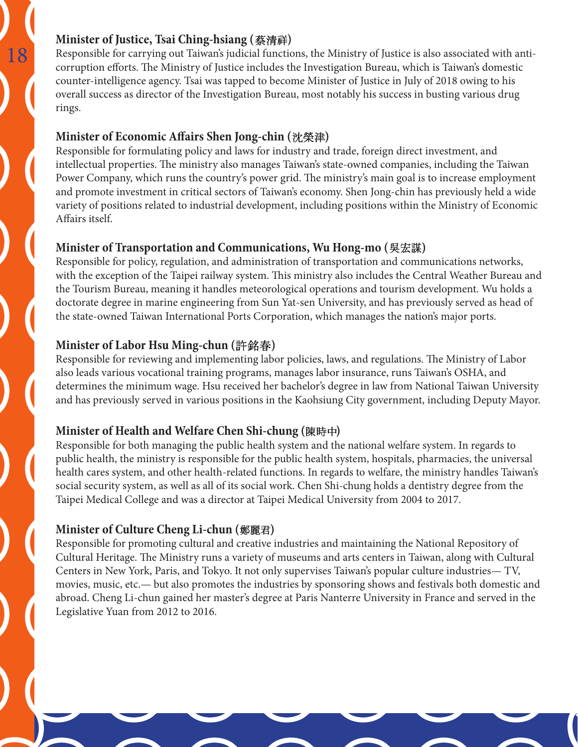### Minister of Justice, Tsai Ching-hsiang (蔡清祥)

Responsible for carrying out Taiwan's judicial functions, the Ministry of Justice is also associated with anti-corruption efforts. The Ministry of Justice includes the Investigation Bureau, which is Taiwan's domestic counter-intelligence agency. Tsai was tapped to become Minister of Justice in July of 2018 owing to his overall success as director of the Investigation Bureau, most notably his success in busting various drug rings.

### Minister of Economic Affairs Shen Jong-chin (沈榮津)

Responsible for formulating policy and laws for industry and trade, foreign direct investment, and intellectual properties. The ministry also manages Taiwan's state-owned companies, including the Taiwan Power Company, which runs the country's power grid. The ministry's main goal is to increase employment and promote investment in critical sectors of Taiwan's economy. Shen Jong-chin has previously held a wide variety of positions related to industrial development, including positions within the Ministry of Economic Affairs itself.

### Minister of Transportation and Communications, Wu Hong-mo (吳宏謀)

Responsible for policy, regulation, and administration of transportation and communications networks, with the exception of the Taipei railway system. This ministry also includes the Central Weather Bureau and the Tourism Bureau, meaning it handles meteorological operations and tourism development. Wu holds a doctorate degree in marine engineering from Sun Yat-sen University, and has previously served as head of the state-owned Taiwan International Ports Corporation, which manages the nation's major ports.

### Minister of Labor Hsu Ming-chun (許銘春)

Responsible for reviewing and implementing labor policies, laws, and regulations. The Ministry of Labor also leads various vocational training programs, manages labor insurance, runs Taiwan's OSHA, and determines the minimum wage. Hsu received her bachelor's degree in law from National Taiwan University and has previously served in various positions in the Kaohsiung City government, including Deputy Mayor.

### Minister of Health and Welfare Chen Shi-chung (陳時中)

Responsible for both managing the public health system and the national welfare system. In regards to public health, the ministry is responsible for the public health system, hospitals, pharmacies, the universal health cares system, and other health-related functions. In regards to welfare, the ministry handles Taiwan's social security system, as well as all of its social work. Chen Shi-chung holds a dentistry degree from the Taipei Medical College and was a director at Taipei Medical University from 2004 to 2017.

### Minister of Culture Cheng Li-chun (鄭麗君)

Responsible for promoting cultural and creative industries and maintaining the National Repository of Cultural Heritage. The Ministry runs a variety of museums and arts centers in Taiwan, along with Cultural Centers in New York, Paris, and Tokyo. It not only supervises Taiwan's popular culture industries— TV, movies, music, etc.— but also promotes the industries by sponsoring shows and festivals both domestic and abroad. Cheng Li-chun gained her master's degree at Paris Nanterre University in France and served in the Legislative Yuan from 2012 to 2016.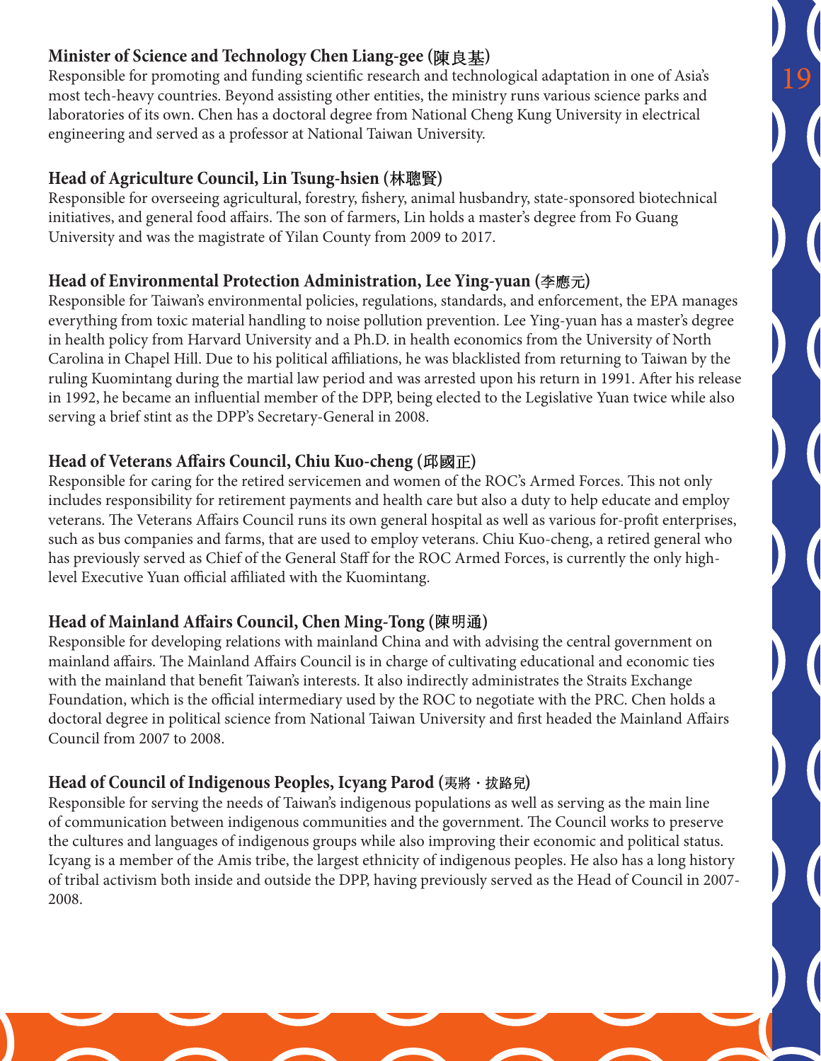### Minister of Science and Technology Chen Liang-gee (陳良基)

Responsible for promoting and funding scientific research and technological adaptation in one of Asia's most tech-heavy countries. Beyond assisting other entities, the ministry runs various science parks and laboratories of its own. Chen has a doctoral degree from National Cheng Kung University in electrical engineering and served as a professor at National Taiwan University.

### Head of Agriculture Council, Lin Tsung-hsien (林聰賢)

Responsible for overseeing agricultural, forestry, fishery, animal husbandry, state-sponsored biotechnical initiatives, and general food affairs. The son of farmers, Lin holds a master's degree from Fo Guang University and was the magistrate of Yilan County from 2009 to 2017.

### Head of Environmental Protection Administration, Lee Ying-yuan (李應元)

Responsible for Taiwan's environmental policies, regulations, standards, and enforcement, the EPA manages everything from toxic material handling to noise pollution prevention. Lee Ying-yuan has a master's degree in health policy from Harvard University and a Ph.D. in health economics from the University of North Carolina in Chapel Hill. Due to his political affiliations, he was blacklisted from returning to Taiwan by the ruling Kuomintang during the martial law period and was arrested upon his return in 1991. After his release in 1992, he became an influential member of the DPP, being elected to the Legislative Yuan twice while also serving a brief stint as the DPP's Secretary-General in 2008.

### Head of Veterans Affairs Council, Chiu Kuo-cheng (邱國正)

Responsible for caring for the retired servicemen and women of the ROC's Armed Forces. This not only includes responsibility for retirement payments and health care but also a duty to help educate and employ veterans. The Veterans Affairs Council runs its own general hospital as well as various for-profit enterprises, such as bus companies and farms, that are used to employ veterans. Chiu Kuo-cheng, a retired general who has previously served as Chief of the General Staff for the ROC Armed Forces, is currently the only high-level Executive Yuan official affiliated with the Kuomintang.

### Head of Mainland Affairs Council, Chen Ming-Tong (陳明通)

Responsible for developing relations with mainland China and with advising the central government on mainland affairs. The Mainland Affairs Council is in charge of cultivating educational and economic ties with the mainland that benefit Taiwan's interests. It also indirectly administrates the Straits Exchange Foundation, which is the official intermediary used by the ROC to negotiate with the PRC. Chen holds a doctoral degree in political science from National Taiwan University and first headed the Mainland Affairs Council from 2007 to 2008.

### Head of Council of Indigenous Peoples, Icyang Parod (夷將・拔路兒)

Responsible for serving the needs of Taiwan's indigenous populations as well as serving as the main line of communication between indigenous communities and the government. The Council works to preserve the cultures and languages of indigenous groups while also improving their economic and political status. Icyang is a member of the Amis tribe, the largest ethnicity of indigenous peoples. He also has a long history of tribal activism both inside and outside the DPP, having previously served as the Head of Council in 2007-2008.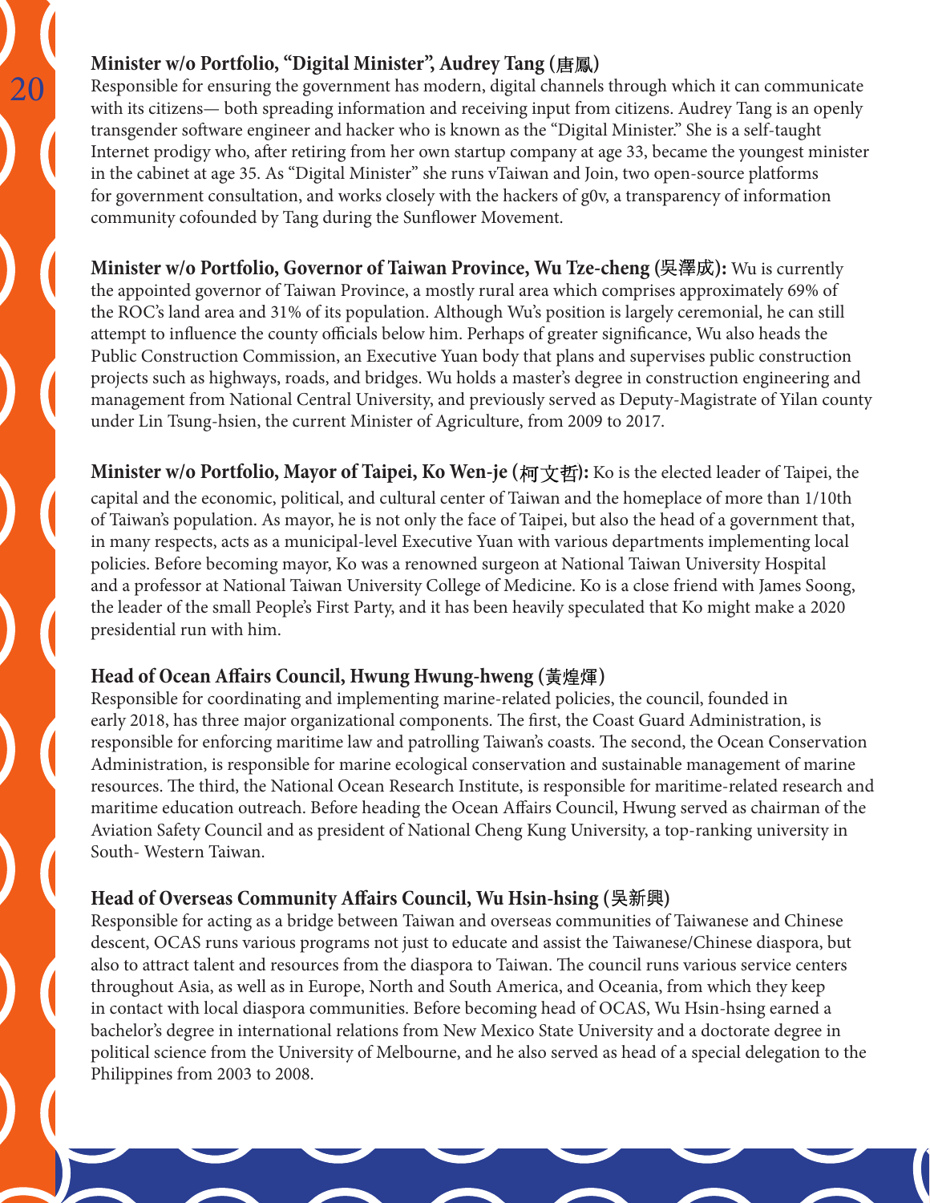**Minister w/o Portfolio, "Digital Minister", Audrey Tang (唐鳳)**
Responsible for ensuring the government has modern, digital channels through which it can communicate with its citizens— both spreading information and receiving input from citizens. Audrey Tang is an openly transgender software engineer and hacker who is known as the "Digital Minister." She is a self-taught Internet prodigy who, after retiring from her own startup company at age 33, became the youngest minister in the cabinet at age 35. As "Digital Minister" she runs vTaiwan and Join, two open-source platforms for government consultation, and works closely with the hackers of g0v, a transparency of information community cofounded by Tang during the Sunflower Movement.

**Minister w/o Portfolio, Governor of Taiwan Province, Wu Tze-cheng (吳澤成):** Wu is currently the appointed governor of Taiwan Province, a mostly rural area which comprises approximately 69% of the ROC's land area and 31% of its population. Although Wu's position is largely ceremonial, he can still attempt to influence the county officials below him. Perhaps of greater significance, Wu also heads the Public Construction Commission, an Executive Yuan body that plans and supervises public construction projects such as highways, roads, and bridges. Wu holds a master's degree in construction engineering and management from National Central University, and previously served as Deputy-Magistrate of Yilan county under Lin Tsung-hsien, the current Minister of Agriculture, from 2009 to 2017.

**Minister w/o Portfolio, Mayor of Taipei, Ko Wen-je (柯文哲):** Ko is the elected leader of Taipei, the capital and the economic, political, and cultural center of Taiwan and the homeplace of more than 1/10th of Taiwan's population. As mayor, he is not only the face of Taipei, but also the head of a government that, in many respects, acts as a municipal-level Executive Yuan with various departments implementing local policies. Before becoming mayor, Ko was a renowned surgeon at National Taiwan University Hospital and a professor at National Taiwan University College of Medicine. Ko is a close friend with James Soong, the leader of the small People's First Party, and it has been heavily speculated that Ko might make a 2020 presidential run with him.

**Head of Ocean Affairs Council, Hwung Hwung-hweng (黃煌煇)**
Responsible for coordinating and implementing marine-related policies, the council, founded in early 2018, has three major organizational components. The first, the Coast Guard Administration, is responsible for enforcing maritime law and patrolling Taiwan's coasts. The second, the Ocean Conservation Administration, is responsible for marine ecological conservation and sustainable management of marine resources. The third, the National Ocean Research Institute, is responsible for maritime-related research and maritime education outreach. Before heading the Ocean Affairs Council, Hwung served as chairman of the Aviation Safety Council and as president of National Cheng Kung University, a top-ranking university in South- Western Taiwan.

**Head of Overseas Community Affairs Council, Wu Hsin-hsing (吳新興)**
Responsible for acting as a bridge between Taiwan and overseas communities of Taiwanese and Chinese descent, OCAS runs various programs not just to educate and assist the Taiwanese/Chinese diaspora, but also to attract talent and resources from the diaspora to Taiwan. The council runs various service centers throughout Asia, as well as in Europe, North and South America, and Oceania, from which they keep in contact with local diaspora communities. Before becoming head of OCAS, Wu Hsin-hsing earned a bachelor's degree in international relations from New Mexico State University and a doctorate degree in political science from the University of Melbourne, and he also served as head of a special delegation to the Philippines from 2003 to 2008.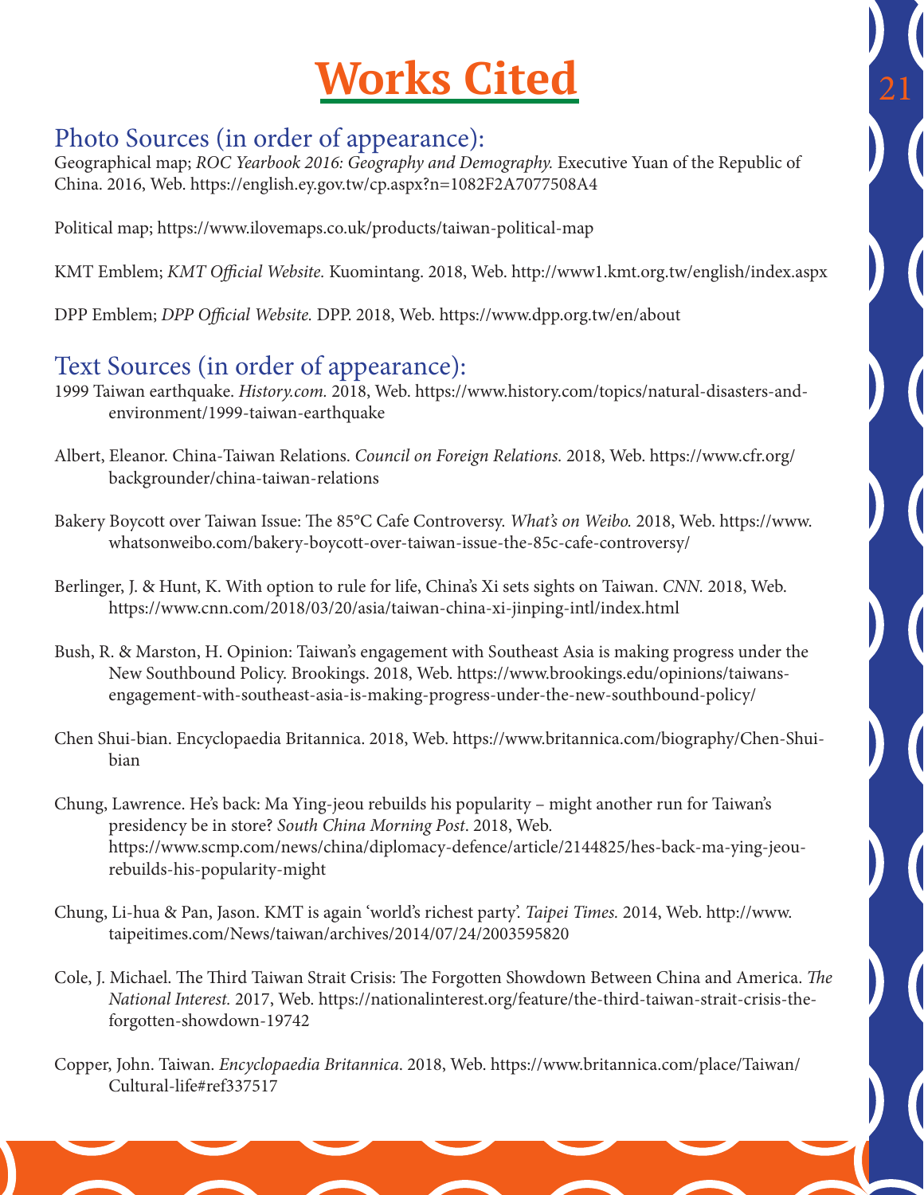# Works Cited

## Photo Sources (in order of appearance):

Geographical map; *ROC Yearbook 2016: Geography and Demography.* Executive Yuan of the Republic of China. 2016, Web. https://english.ey.gov.tw/cp.aspx?n=1082F2A7077508A4

Political map; https://www.ilovemaps.co.uk/products/taiwan-political-map

KMT Emblem; *KMT Official Website.* Kuomintang. 2018, Web. http://www1.kmt.org.tw/english/index.aspx

DPP Emblem; *DPP Official Website.* DPP. 2018, Web. https://www.dpp.org.tw/en/about

## Text Sources (in order of appearance):

1999 Taiwan earthquake. *History.com.* 2018, Web. https://www.history.com/topics/natural-disasters-and-environment/1999-taiwan-earthquake

Albert, Eleanor. China-Taiwan Relations. *Council on Foreign Relations.* 2018, Web. https://www.cfr.org/backgrounder/china-taiwan-relations

Bakery Boycott over Taiwan Issue: The 85°C Cafe Controversy. *What's on Weibo.* 2018, Web. https://www.whatsonweibo.com/bakery-boycott-over-taiwan-issue-the-85c-cafe-controversy/

Berlinger, J. & Hunt, K. With option to rule for life, China's Xi sets sights on Taiwan. *CNN.* 2018, Web. https://www.cnn.com/2018/03/20/asia/taiwan-china-xi-jinping-intl/index.html

Bush, R. & Marston, H. Opinion: Taiwan's engagement with Southeast Asia is making progress under the New Southbound Policy. Brookings. 2018, Web. https://www.brookings.edu/opinions/taiwans-engagement-with-southeast-asia-is-making-progress-under-the-new-southbound-policy/

Chen Shui-bian. Encyclopaedia Britannica. 2018, Web. https://www.britannica.com/biography/Chen-Shui-bian

Chung, Lawrence. He's back: Ma Ying-jeou rebuilds his popularity – might another run for Taiwan's presidency be in store? *South China Morning Post*. 2018, Web. https://www.scmp.com/news/china/diplomacy-defence/article/2144825/hes-back-ma-ying-jeou-rebuilds-his-popularity-might

Chung, Li-hua & Pan, Jason. KMT is again 'world's richest party'. *Taipei Times.* 2014, Web. http://www.taipeitimes.com/News/taiwan/archives/2014/07/24/2003595820

Cole, J. Michael. The Third Taiwan Strait Crisis: The Forgotten Showdown Between China and America. *The National Interest.* 2017, Web. https://nationalinterest.org/feature/the-third-taiwan-strait-crisis-the-forgotten-showdown-19742

Copper, John. Taiwan. *Encyclopaedia Britannica*. 2018, Web. https://www.britannica.com/place/Taiwan/Cultural-life#ref337517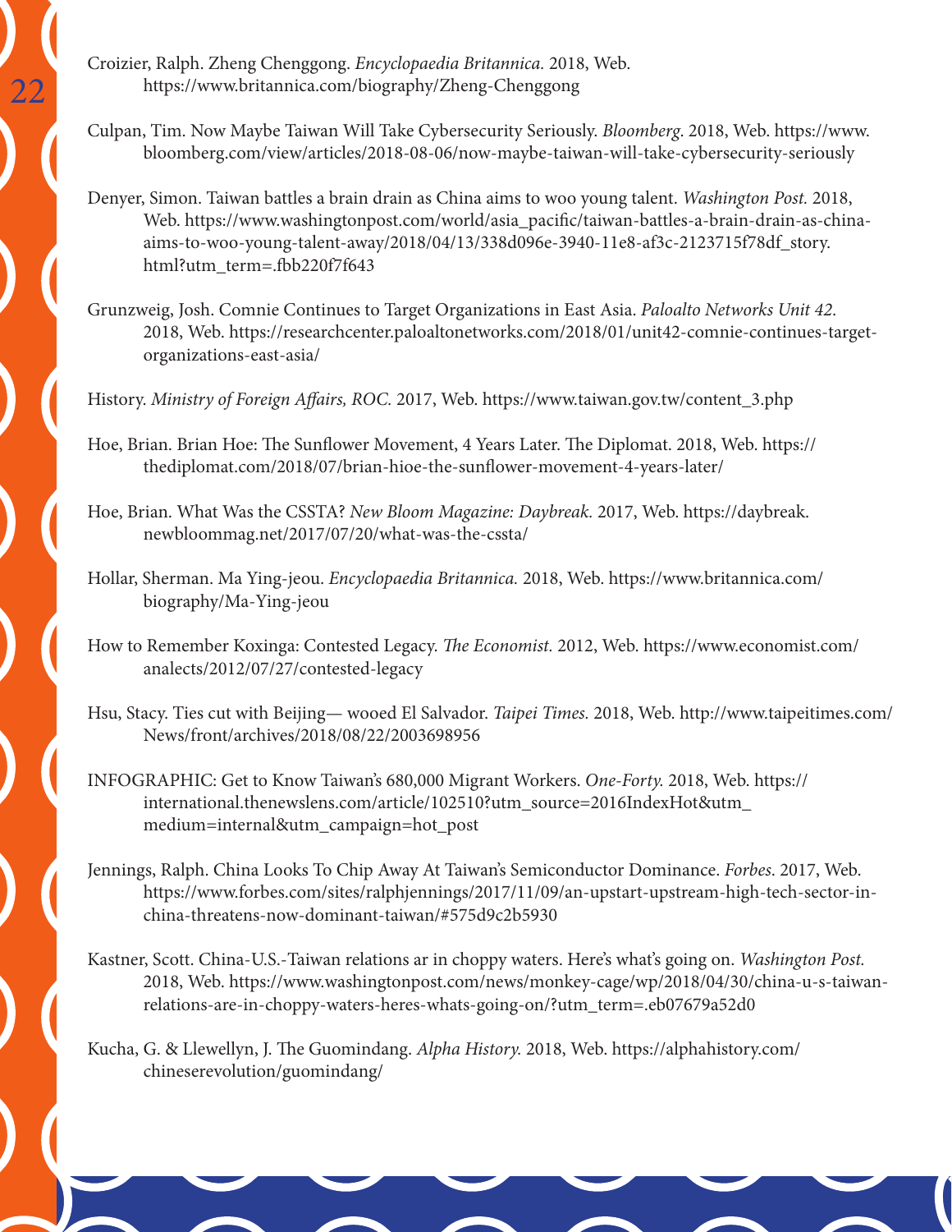Croizier, Ralph. Zheng Chenggong. *Encyclopaedia Britannica.* 2018, Web. https://www.britannica.com/biography/Zheng-Chenggong

Culpan, Tim. Now Maybe Taiwan Will Take Cybersecurity Seriously. *Bloomberg.* 2018, Web. https://www.bloomberg.com/view/articles/2018-08-06/now-maybe-taiwan-will-take-cybersecurity-seriously

Denyer, Simon. Taiwan battles a brain drain as China aims to woo young talent. *Washington Post.* 2018, Web. https://www.washingtonpost.com/world/asia_pacific/taiwan-battles-a-brain-drain-as-china-aims-to-woo-young-talent-away/2018/04/13/338d096e-3940-11e8-af3c-2123715f78df_story.html?utm_term=.fbb220f7f643

Grunzweig, Josh. Comnie Continues to Target Organizations in East Asia. *Paloalto Networks Unit 42.* 2018, Web. https://researchcenter.paloaltonetworks.com/2018/01/unit42-comnie-continues-target-organizations-east-asia/

History. *Ministry of Foreign Affairs, ROC.* 2017, Web. https://www.taiwan.gov.tw/content_3.php

Hoe, Brian. Brian Hoe: The Sunflower Movement, 4 Years Later. The Diplomat. 2018, Web. https://thediplomat.com/2018/07/brian-hioe-the-sunflower-movement-4-years-later/

Hoe, Brian. What Was the CSSTA? *New Bloom Magazine: Daybreak.* 2017, Web. https://daybreak.newbloommag.net/2017/07/20/what-was-the-cssta/

Hollar, Sherman. Ma Ying-jeou. *Encyclopaedia Britannica.* 2018, Web. https://www.britannica.com/biography/Ma-Ying-jeou

How to Remember Koxinga: Contested Legacy. *The Economist.* 2012, Web. https://www.economist.com/analects/2012/07/27/contested-legacy

Hsu, Stacy. Ties cut with Beijing— wooed El Salvador. *Taipei Times.* 2018, Web. http://www.taipeitimes.com/News/front/archives/2018/08/22/2003698956

INFOGRAPHIC: Get to Know Taiwan's 680,000 Migrant Workers. *One-Forty.* 2018, Web. https://international.thenewslens.com/article/102510?utm_source=2016IndexHot&utm_medium=internal&utm_campaign=hot_post

Jennings, Ralph. China Looks To Chip Away At Taiwan's Semiconductor Dominance. *Forbes.* 2017, Web. https://www.forbes.com/sites/ralphjennings/2017/11/09/an-upstart-upstream-high-tech-sector-in-china-threatens-now-dominant-taiwan/#575d9c2b5930

Kastner, Scott. China-U.S.-Taiwan relations ar in choppy waters. Here's what's going on. *Washington Post.* 2018, Web. https://www.washingtonpost.com/news/monkey-cage/wp/2018/04/30/china-u-s-taiwan-relations-are-in-choppy-waters-heres-whats-going-on/?utm_term=.eb07679a52d0

Kucha, G. & Llewellyn, J. The Guomindang. *Alpha History.* 2018, Web. https://alphahistory.com/chineserevolution/guomindang/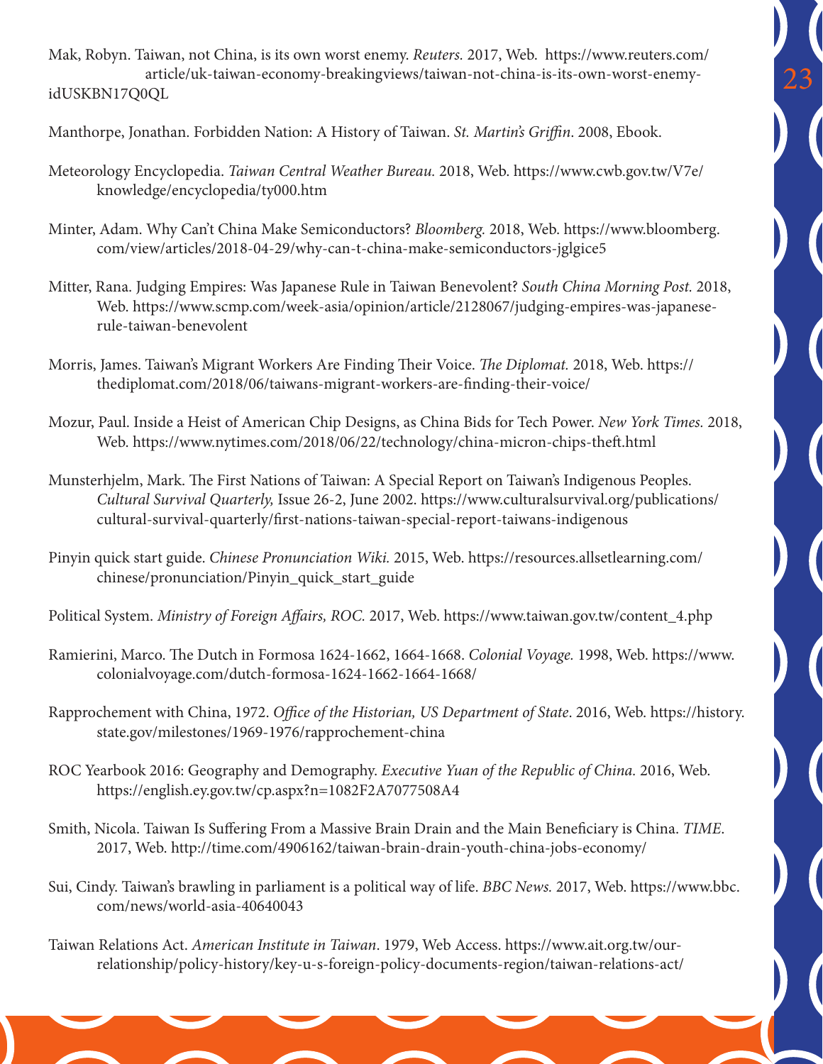Mak, Robyn. Taiwan, not China, is its own worst enemy. *Reuters.* 2017, Web. https://www.reuters.com/article/uk-taiwan-economy-breakingviews/taiwan-not-china-is-its-own-worst-enemy-idUSKBN17Q0QL

Manthorpe, Jonathan. Forbidden Nation: A History of Taiwan. *St. Martin's Griffin*. 2008, Ebook.

Meteorology Encyclopedia. *Taiwan Central Weather Bureau.* 2018, Web. https://www.cwb.gov.tw/V7e/knowledge/encyclopedia/ty000.htm

Minter, Adam. Why Can't China Make Semiconductors? *Bloomberg.* 2018, Web. https://www.bloomberg.com/view/articles/2018-04-29/why-can-t-china-make-semiconductors-jglgice5

Mitter, Rana. Judging Empires: Was Japanese Rule in Taiwan Benevolent? *South China Morning Post.* 2018, Web. https://www.scmp.com/week-asia/opinion/article/2128067/judging-empires-was-japanese-rule-taiwan-benevolent

Morris, James. Taiwan's Migrant Workers Are Finding Their Voice. *The Diplomat.* 2018, Web. https://thediplomat.com/2018/06/taiwans-migrant-workers-are-finding-their-voice/

Mozur, Paul. Inside a Heist of American Chip Designs, as China Bids for Tech Power. *New York Times.* 2018, Web. https://www.nytimes.com/2018/06/22/technology/china-micron-chips-theft.html

Munsterhjelm, Mark. The First Nations of Taiwan: A Special Report on Taiwan's Indigenous Peoples. *Cultural Survival Quarterly,* Issue 26-2, June 2002. https://www.culturalsurvival.org/publications/cultural-survival-quarterly/first-nations-taiwan-special-report-taiwans-indigenous

Pinyin quick start guide. *Chinese Pronunciation Wiki.* 2015, Web. https://resources.allsetlearning.com/chinese/pronunciation/Pinyin_quick_start_guide

Political System. *Ministry of Foreign Affairs, ROC.* 2017, Web. https://www.taiwan.gov.tw/content_4.php

Ramierini, Marco. The Dutch in Formosa 1624-1662, 1664-1668. *Colonial Voyage.* 1998, Web. https://www.colonialvoyage.com/dutch-formosa-1624-1662-1664-1668/

Rapprochement with China, 1972. *Office of the Historian, US Department of State*. 2016, Web. https://history.state.gov/milestones/1969-1976/rapprochement-china

ROC Yearbook 2016: Geography and Demography. *Executive Yuan of the Republic of China.* 2016, Web. https://english.ey.gov.tw/cp.aspx?n=1082F2A7077508A4

Smith, Nicola. Taiwan Is Suffering From a Massive Brain Drain and the Main Beneficiary is China. *TIME*. 2017, Web. http://time.com/4906162/taiwan-brain-drain-youth-china-jobs-economy/

Sui, Cindy. Taiwan's brawling in parliament is a political way of life. *BBC News.* 2017, Web. https://www.bbc.com/news/world-asia-40640043

Taiwan Relations Act. *American Institute in Taiwan*. 1979, Web Access. https://www.ait.org.tw/our-relationship/policy-history/key-u-s-foreign-policy-documents-region/taiwan-relations-act/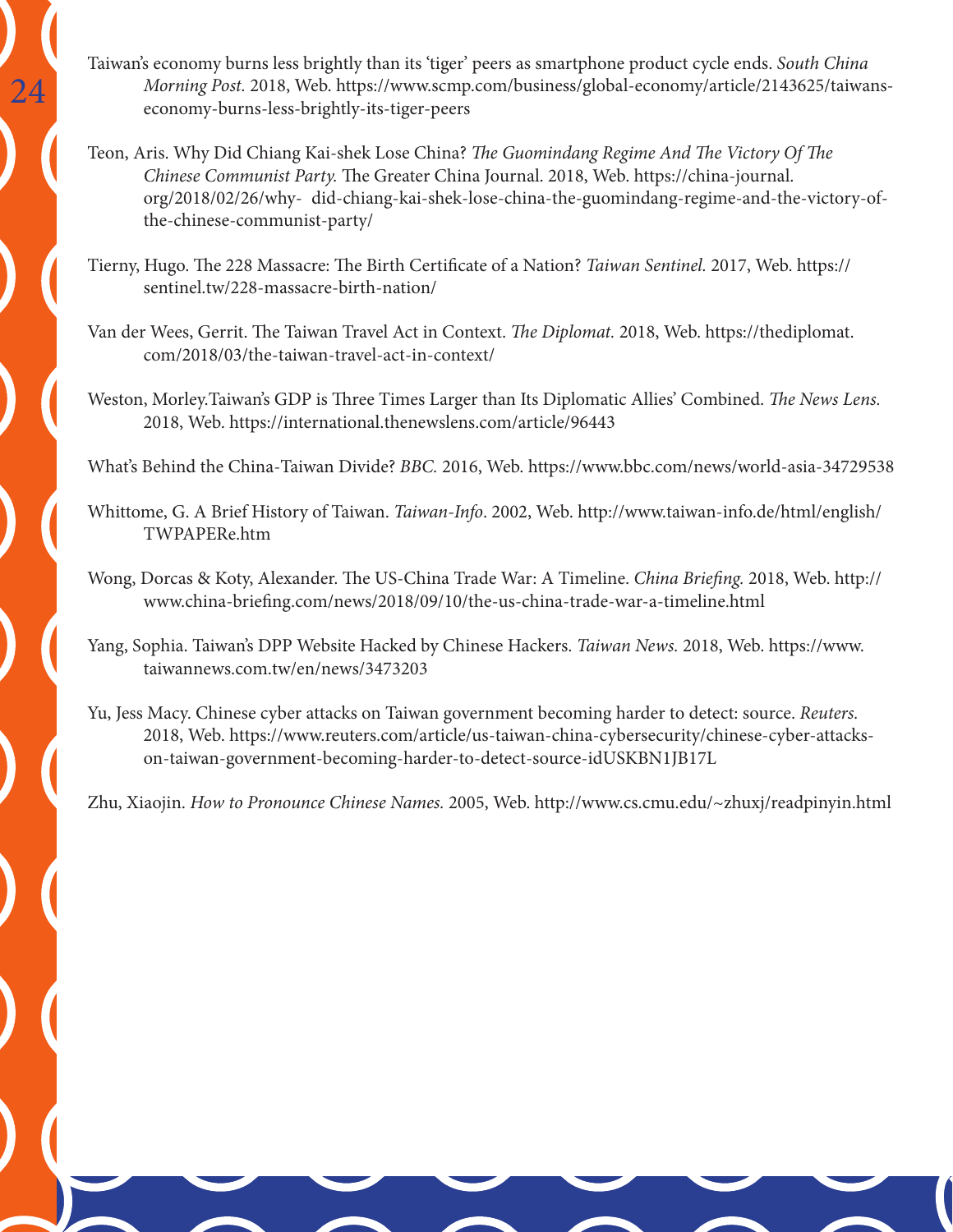Taiwan's economy burns less brightly than its 'tiger' peers as smartphone product cycle ends. *South China Morning Post.* 2018, Web. https://www.scmp.com/business/global-economy/article/2143625/taiwans-economy-burns-less-brightly-its-tiger-peers

Teon, Aris. Why Did Chiang Kai-shek Lose China? *The Guomindang Regime And The Victory Of The Chinese Communist Party.* The Greater China Journal. 2018, Web. https://china-journal.org/2018/02/26/why- did-chiang-kai-shek-lose-china-the-guomindang-regime-and-the-victory-of-the-chinese-communist-party/

Tierny, Hugo. The 228 Massacre: The Birth Certificate of a Nation? *Taiwan Sentinel.* 2017, Web. https://sentinel.tw/228-massacre-birth-nation/

Van der Wees, Gerrit. The Taiwan Travel Act in Context. *The Diplomat.* 2018, Web. https://thediplomat.com/2018/03/the-taiwan-travel-act-in-context/

Weston, Morley.Taiwan's GDP is Three Times Larger than Its Diplomatic Allies' Combined. *The News Lens.* 2018, Web. https://international.thenewslens.com/article/96443

What's Behind the China-Taiwan Divide? *BBC.* 2016, Web. https://www.bbc.com/news/world-asia-34729538

Whittome, G. A Brief History of Taiwan. *Taiwan-Info*. 2002, Web. http://www.taiwan-info.de/html/english/TWPAPERe.htm

Wong, Dorcas & Koty, Alexander. The US-China Trade War: A Timeline. *China Briefing.* 2018, Web. http://www.china-briefing.com/news/2018/09/10/the-us-china-trade-war-a-timeline.html

Yang, Sophia. Taiwan's DPP Website Hacked by Chinese Hackers. *Taiwan News.* 2018, Web. https://www.taiwannews.com.tw/en/news/3473203

Yu, Jess Macy. Chinese cyber attacks on Taiwan government becoming harder to detect: source. *Reuters.* 2018, Web. https://www.reuters.com/article/us-taiwan-china-cybersecurity/chinese-cyber-attacks-on-taiwan-government-becoming-harder-to-detect-source-idUSKBN1JB17L

Zhu, Xiaojin. *How to Pronounce Chinese Names.* 2005, Web. http://www.cs.cmu.edu/~zhuxj/readpinyin.html